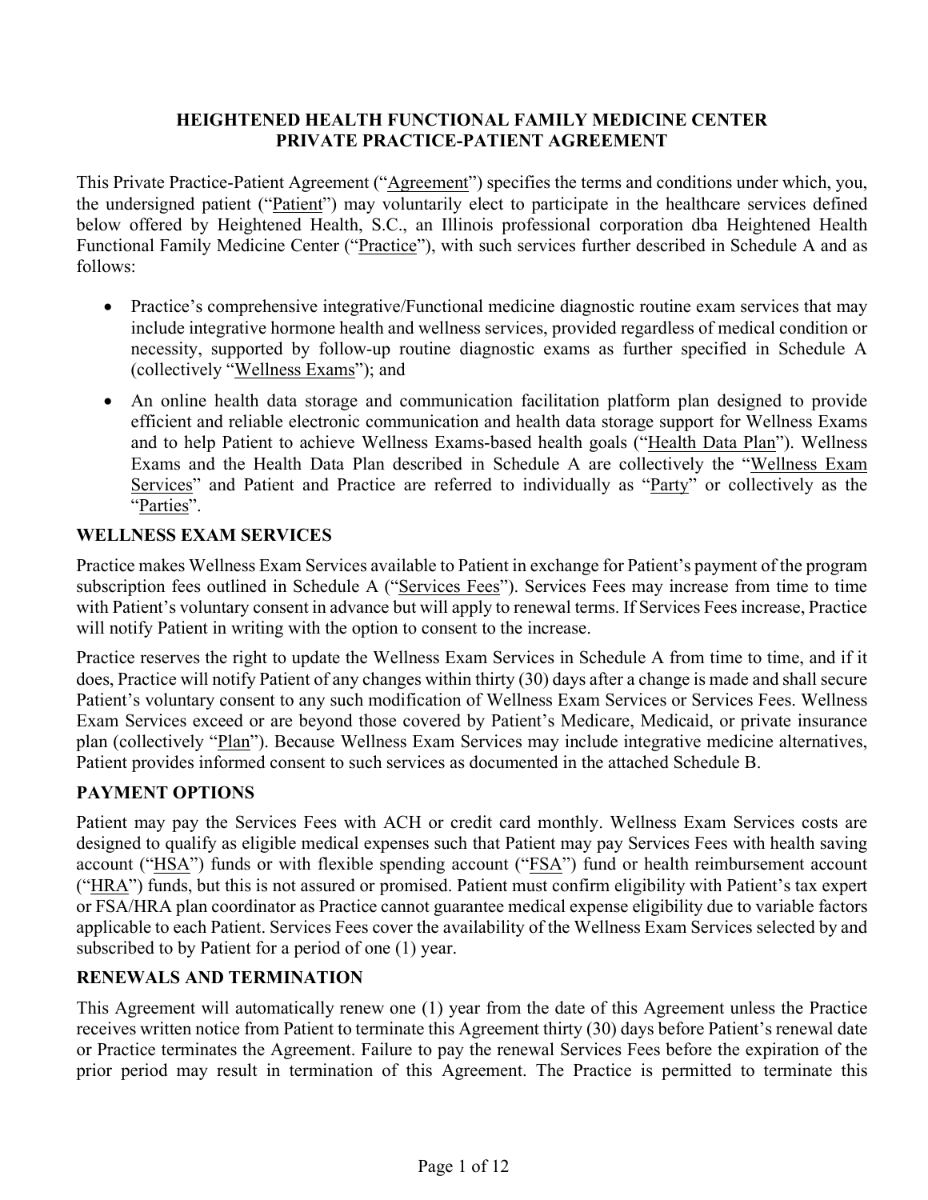# HEIGHTENED HEALTH FUNCTIONAL FAMILY MEDICINE CENTER
# PRIVATE PRACTICE-PATIENT AGREEMENT

This Private Practice-Patient Agreement ("Agreement") specifies the terms and conditions under which, you, the undersigned patient ("Patient") may voluntarily elect to participate in the healthcare services defined below offered by Heightened Health, S.C., an Illinois professional corporation dba Heightened Health Functional Family Medicine Center ("Practice"), with such services further described in Schedule A and as follows:

- Practice's comprehensive integrative/Functional medicine diagnostic routine exam services that may include integrative hormone health and wellness services, provided regardless of medical condition or necessity, supported by follow-up routine diagnostic exams as further specified in Schedule A (collectively "Wellness Exams"); and
- An online health data storage and communication facilitation platform plan designed to provide efficient and reliable electronic communication and health data storage support for Wellness Exams and to help Patient to achieve Wellness Exams-based health goals ("Health Data Plan"). Wellness Exams and the Health Data Plan described in Schedule A are collectively the "Wellness Exam Services" and Patient and Practice are referred to individually as "Party" or collectively as the "Parties".

## WELLNESS EXAM SERVICES

Practice makes Wellness Exam Services available to Patient in exchange for Patient's payment of the program subscription fees outlined in Schedule A ("Services Fees"). Services Fees may increase from time to time with Patient's voluntary consent in advance but will apply to renewal terms. If Services Fees increase, Practice will notify Patient in writing with the option to consent to the increase.

Practice reserves the right to update the Wellness Exam Services in Schedule A from time to time, and if it does, Practice will notify Patient of any changes within thirty (30) days after a change is made and shall secure Patient's voluntary consent to any such modification of Wellness Exam Services or Services Fees. Wellness Exam Services exceed or are beyond those covered by Patient's Medicare, Medicaid, or private insurance plan (collectively "Plan"). Because Wellness Exam Services may include integrative medicine alternatives, Patient provides informed consent to such services as documented in the attached Schedule B.

## PAYMENT OPTIONS

Patient may pay the Services Fees with ACH or credit card monthly. Wellness Exam Services costs are designed to qualify as eligible medical expenses such that Patient may pay Services Fees with health saving account ("HSA") funds or with flexible spending account ("FSA") fund or health reimbursement account ("HRA") funds, but this is not assured or promised. Patient must confirm eligibility with Patient's tax expert or FSA/HRA plan coordinator as Practice cannot guarantee medical expense eligibility due to variable factors applicable to each Patient. Services Fees cover the availability of the Wellness Exam Services selected by and subscribed to by Patient for a period of one (1) year.

## RENEWALS AND TERMINATION

This Agreement will automatically renew one (1) year from the date of this Agreement unless the Practice receives written notice from Patient to terminate this Agreement thirty (30) days before Patient's renewal date or Practice terminates the Agreement. Failure to pay the renewal Services Fees before the expiration of the prior period may result in termination of this Agreement. The Practice is permitted to terminate this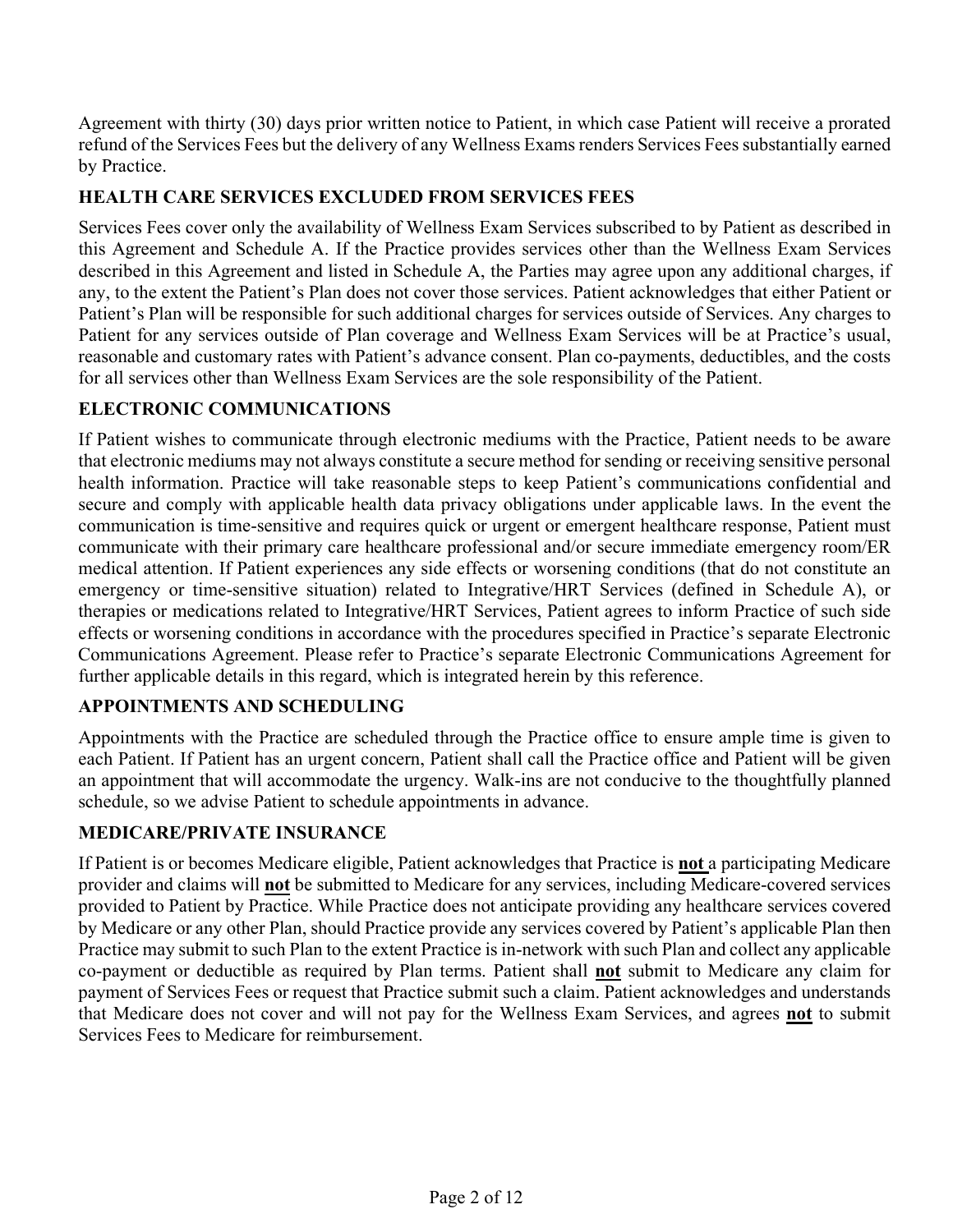Agreement with thirty (30) days prior written notice to Patient, in which case Patient will receive a prorated refund of the Services Fees but the delivery of any Wellness Exams renders Services Fees substantially earned by Practice.

## HEALTH CARE SERVICES EXCLUDED FROM SERVICES FEES

Services Fees cover only the availability of Wellness Exam Services subscribed to by Patient as described in this Agreement and Schedule A. If the Practice provides services other than the Wellness Exam Services described in this Agreement and listed in Schedule A, the Parties may agree upon any additional charges, if any, to the extent the Patient's Plan does not cover those services. Patient acknowledges that either Patient or Patient's Plan will be responsible for such additional charges for services outside of Services. Any charges to Patient for any services outside of Plan coverage and Wellness Exam Services will be at Practice's usual, reasonable and customary rates with Patient's advance consent. Plan co-payments, deductibles, and the costs for all services other than Wellness Exam Services are the sole responsibility of the Patient.

## ELECTRONIC COMMUNICATIONS

If Patient wishes to communicate through electronic mediums with the Practice, Patient needs to be aware that electronic mediums may not always constitute a secure method for sending or receiving sensitive personal health information. Practice will take reasonable steps to keep Patient's communications confidential and secure and comply with applicable health data privacy obligations under applicable laws. In the event the communication is time-sensitive and requires quick or urgent or emergent healthcare response, Patient must communicate with their primary care healthcare professional and/or secure immediate emergency room/ER medical attention. If Patient experiences any side effects or worsening conditions (that do not constitute an emergency or time-sensitive situation) related to Integrative/HRT Services (defined in Schedule A), or therapies or medications related to Integrative/HRT Services, Patient agrees to inform Practice of such side effects or worsening conditions in accordance with the procedures specified in Practice's separate Electronic Communications Agreement. Please refer to Practice's separate Electronic Communications Agreement for further applicable details in this regard, which is integrated herein by this reference.

## APPOINTMENTS AND SCHEDULING

Appointments with the Practice are scheduled through the Practice office to ensure ample time is given to each Patient. If Patient has an urgent concern, Patient shall call the Practice office and Patient will be given an appointment that will accommodate the urgency. Walk-ins are not conducive to the thoughtfully planned schedule, so we advise Patient to schedule appointments in advance.

## MEDICARE/PRIVATE INSURANCE

If Patient is or becomes Medicare eligible, Patient acknowledges that Practice is **not** a participating Medicare provider and claims will **not** be submitted to Medicare for any services, including Medicare-covered services provided to Patient by Practice. While Practice does not anticipate providing any healthcare services covered by Medicare or any other Plan, should Practice provide any services covered by Patient's applicable Plan then Practice may submit to such Plan to the extent Practice is in-network with such Plan and collect any applicable co-payment or deductible as required by Plan terms. Patient shall **not** submit to Medicare any claim for payment of Services Fees or request that Practice submit such a claim. Patient acknowledges and understands that Medicare does not cover and will not pay for the Wellness Exam Services, and agrees **not** to submit Services Fees to Medicare for reimbursement.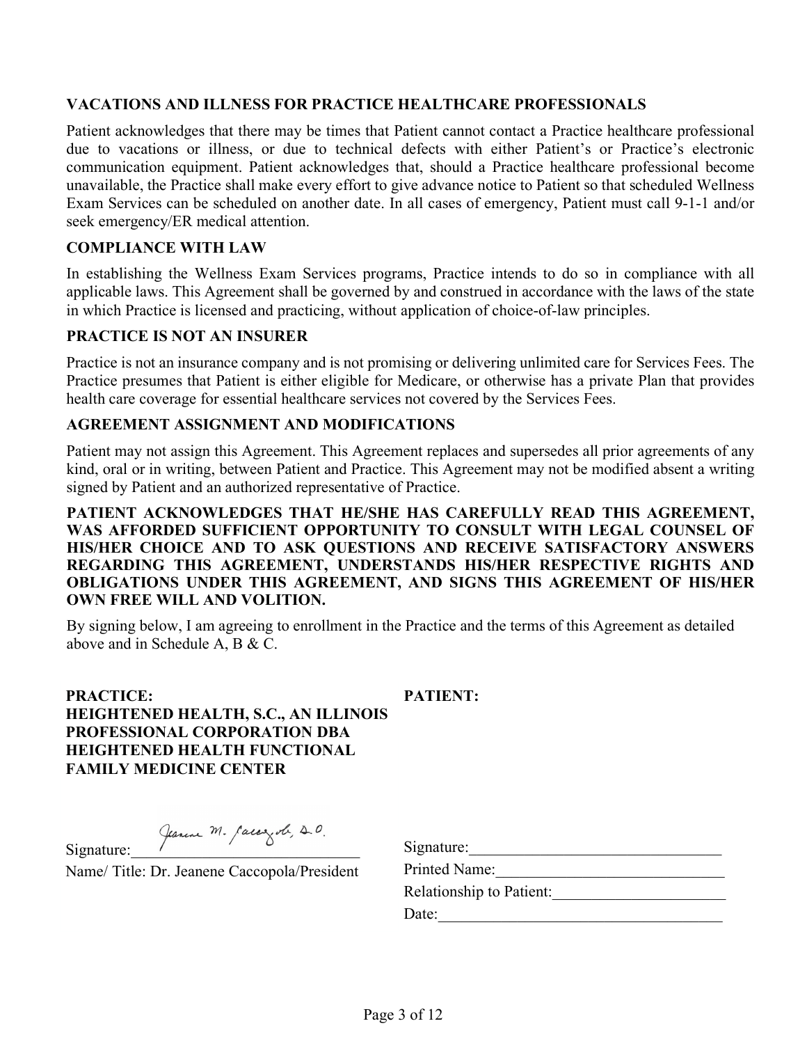### VACATIONS AND ILLNESS FOR PRACTICE HEALTHCARE PROFESSIONALS

Patient acknowledges that there may be times that Patient cannot contact a Practice healthcare professional due to vacations or illness, or due to technical defects with either Patient's or Practice's electronic communication equipment. Patient acknowledges that, should a Practice healthcare professional become unavailable, the Practice shall make every effort to give advance notice to Patient so that scheduled Wellness Exam Services can be scheduled on another date. In all cases of emergency, Patient must call 9-1-1 and/or seek emergency/ER medical attention.

### COMPLIANCE WITH LAW

In establishing the Wellness Exam Services programs, Practice intends to do so in compliance with all applicable laws. This Agreement shall be governed by and construed in accordance with the laws of the state in which Practice is licensed and practicing, without application of choice-of-law principles.

### PRACTICE IS NOT AN INSURER

Practice is not an insurance company and is not promising or delivering unlimited care for Services Fees. The Practice presumes that Patient is either eligible for Medicare, or otherwise has a private Plan that provides health care coverage for essential healthcare services not covered by the Services Fees.

### AGREEMENT ASSIGNMENT AND MODIFICATIONS

Patient may not assign this Agreement. This Agreement replaces and supersedes all prior agreements of any kind, oral or in writing, between Patient and Practice. This Agreement may not be modified absent a writing signed by Patient and an authorized representative of Practice.

**PATIENT ACKNOWLEDGES THAT HE/SHE HAS CAREFULLY READ THIS AGREEMENT, WAS AFFORDED SUFFICIENT OPPORTUNITY TO CONSULT WITH LEGAL COUNSEL OF HIS/HER CHOICE AND TO ASK QUESTIONS AND RECEIVE SATISFACTORY ANSWERS REGARDING THIS AGREEMENT, UNDERSTANDS HIS/HER RESPECTIVE RIGHTS AND OBLIGATIONS UNDER THIS AGREEMENT, AND SIGNS THIS AGREEMENT OF HIS/HER OWN FREE WILL AND VOLITION.**

By signing below, I am agreeing to enrollment in the Practice and the terms of this Agreement as detailed above and in Schedule A, B & C.

**PRACTICE:**
**HEIGHTENED HEALTH, S.C., AN ILLINOIS PROFESSIONAL CORPORATION DBA HEIGHTENED HEALTH FUNCTIONAL FAMILY MEDICINE CENTER**

Signature: *Jeanene M. Caccopola, D.O.*

Name/ Title: Dr. Jeanene Caccopola/President

**PATIENT:**

Signature:\_\_\_\_\_\_\_\_\_\_\_\_\_\_\_\_\_\_\_\_\_\_\_\_\_\_\_\_\_\_

Printed Name:\_\_\_\_\_\_\_\_\_\_\_\_\_\_\_\_\_\_\_\_\_\_\_\_\_\_\_\_

Relationship to Patient:\_\_\_\_\_\_\_\_\_\_\_\_\_\_\_\_\_\_\_\_\_\_

Date:\_\_\_\_\_\_\_\_\_\_\_\_\_\_\_\_\_\_\_\_\_\_\_\_\_\_\_\_\_\_\_\_\_\_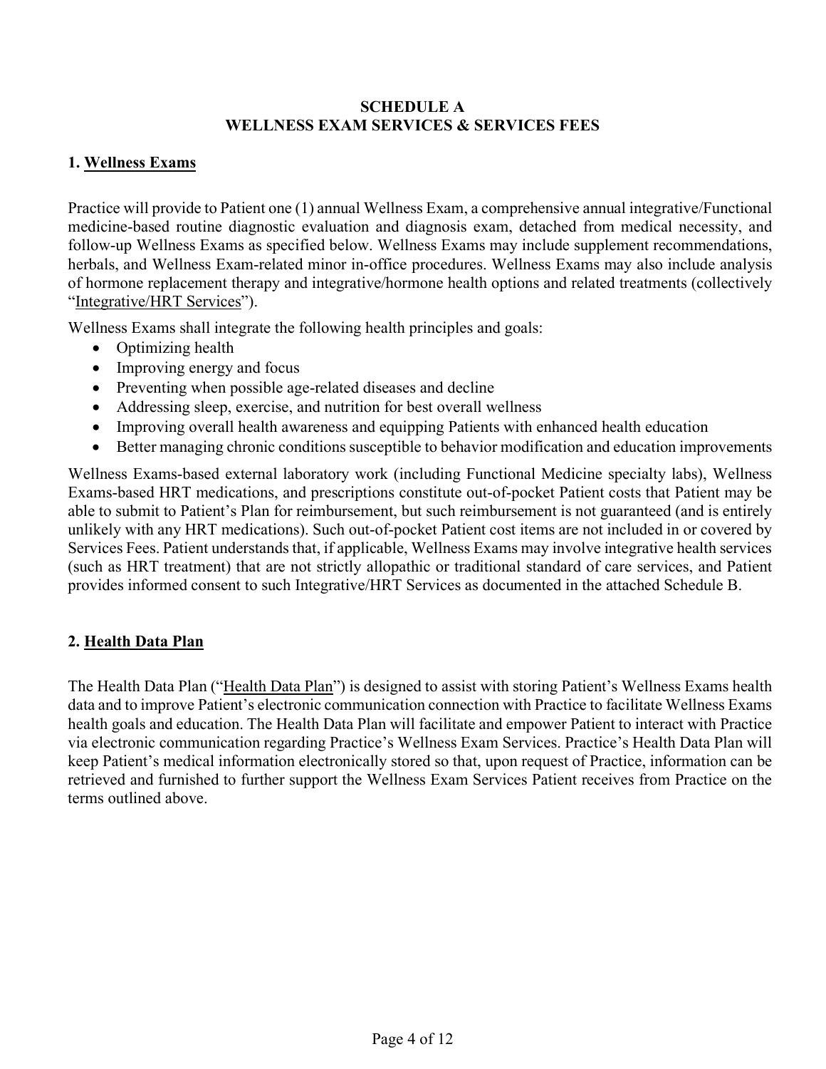# SCHEDULE A
# WELLNESS EXAM SERVICES & SERVICES FEES

## 1. Wellness Exams

Practice will provide to Patient one (1) annual Wellness Exam, a comprehensive annual integrative/Functional medicine-based routine diagnostic evaluation and diagnosis exam, detached from medical necessity, and follow-up Wellness Exams as specified below. Wellness Exams may include supplement recommendations, herbals, and Wellness Exam-related minor in-office procedures. Wellness Exams may also include analysis of hormone replacement therapy and integrative/hormone health options and related treatments (collectively "Integrative/HRT Services").

Wellness Exams shall integrate the following health principles and goals:

- Optimizing health
- Improving energy and focus
- Preventing when possible age-related diseases and decline
- Addressing sleep, exercise, and nutrition for best overall wellness
- Improving overall health awareness and equipping Patients with enhanced health education
- Better managing chronic conditions susceptible to behavior modification and education improvements

Wellness Exams-based external laboratory work (including Functional Medicine specialty labs), Wellness Exams-based HRT medications, and prescriptions constitute out-of-pocket Patient costs that Patient may be able to submit to Patient's Plan for reimbursement, but such reimbursement is not guaranteed (and is entirely unlikely with any HRT medications). Such out-of-pocket Patient cost items are not included in or covered by Services Fees. Patient understands that, if applicable, Wellness Exams may involve integrative health services (such as HRT treatment) that are not strictly allopathic or traditional standard of care services, and Patient provides informed consent to such Integrative/HRT Services as documented in the attached Schedule B.

## 2. Health Data Plan

The Health Data Plan ("Health Data Plan") is designed to assist with storing Patient's Wellness Exams health data and to improve Patient's electronic communication connection with Practice to facilitate Wellness Exams health goals and education. The Health Data Plan will facilitate and empower Patient to interact with Practice via electronic communication regarding Practice's Wellness Exam Services. Practice's Health Data Plan will keep Patient's medical information electronically stored so that, upon request of Practice, information can be retrieved and furnished to further support the Wellness Exam Services Patient receives from Practice on the terms outlined above.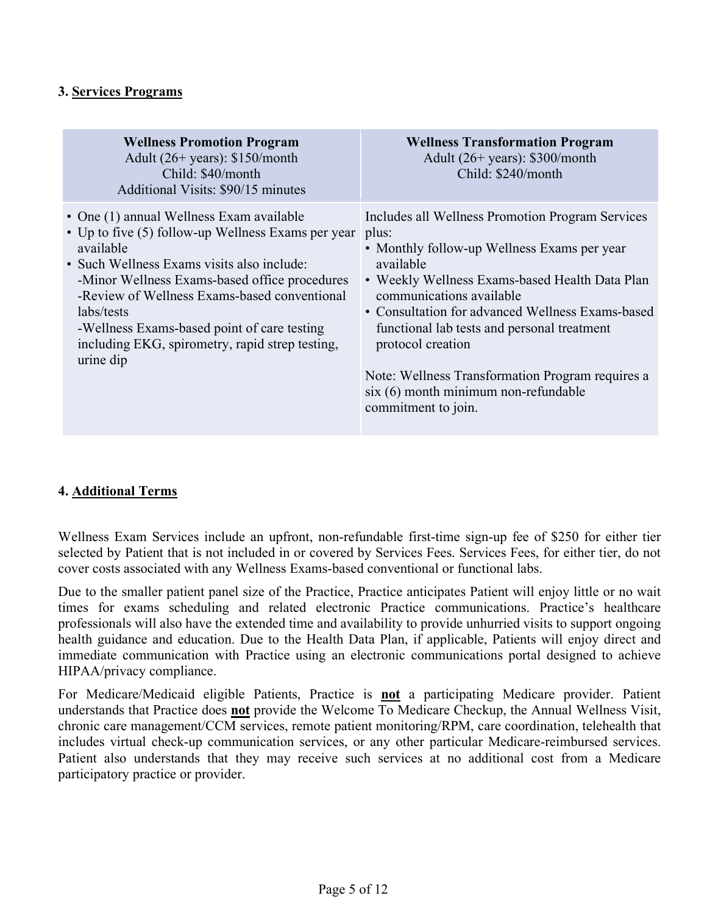### 3. Services Programs

| **Wellness Promotion Program**<br>Adult (26+ years): $150/month<br>Child: $40/month<br>Additional Visits: $90/15 minutes | **Wellness Transformation Program**<br>Adult (26+ years): $300/month<br>Child: $240/month |
|---|---|
| • One (1) annual Wellness Exam available<br>• Up to five (5) follow-up Wellness Exams per year available<br>• Such Wellness Exams visits also include:<br>-Minor Wellness Exams-based office procedures<br>-Review of Wellness Exams-based conventional labs/tests<br>-Wellness Exams-based point of care testing including EKG, spirometry, rapid strep testing, urine dip | Includes all Wellness Promotion Program Services plus:<br>• Monthly follow-up Wellness Exams per year available<br>• Weekly Wellness Exams-based Health Data Plan communications available<br>• Consultation for advanced Wellness Exams-based functional lab tests and personal treatment protocol creation<br><br>Note: Wellness Transformation Program requires a six (6) month minimum non-refundable commitment to join. |

### 4. Additional Terms

Wellness Exam Services include an upfront, non-refundable first-time sign-up fee of $250 for either tier selected by Patient that is not included in or covered by Services Fees. Services Fees, for either tier, do not cover costs associated with any Wellness Exams-based conventional or functional labs.

Due to the smaller patient panel size of the Practice, Practice anticipates Patient will enjoy little or no wait times for exams scheduling and related electronic Practice communications. Practice's healthcare professionals will also have the extended time and availability to provide unhurried visits to support ongoing health guidance and education. Due to the Health Data Plan, if applicable, Patients will enjoy direct and immediate communication with Practice using an electronic communications portal designed to achieve HIPAA/privacy compliance.

For Medicare/Medicaid eligible Patients, Practice is **not** a participating Medicare provider. Patient understands that Practice does **not** provide the Welcome To Medicare Checkup, the Annual Wellness Visit, chronic care management/CCM services, remote patient monitoring/RPM, care coordination, telehealth that includes virtual check-up communication services, or any other particular Medicare-reimbursed services. Patient also understands that they may receive such services at no additional cost from a Medicare participatory practice or provider.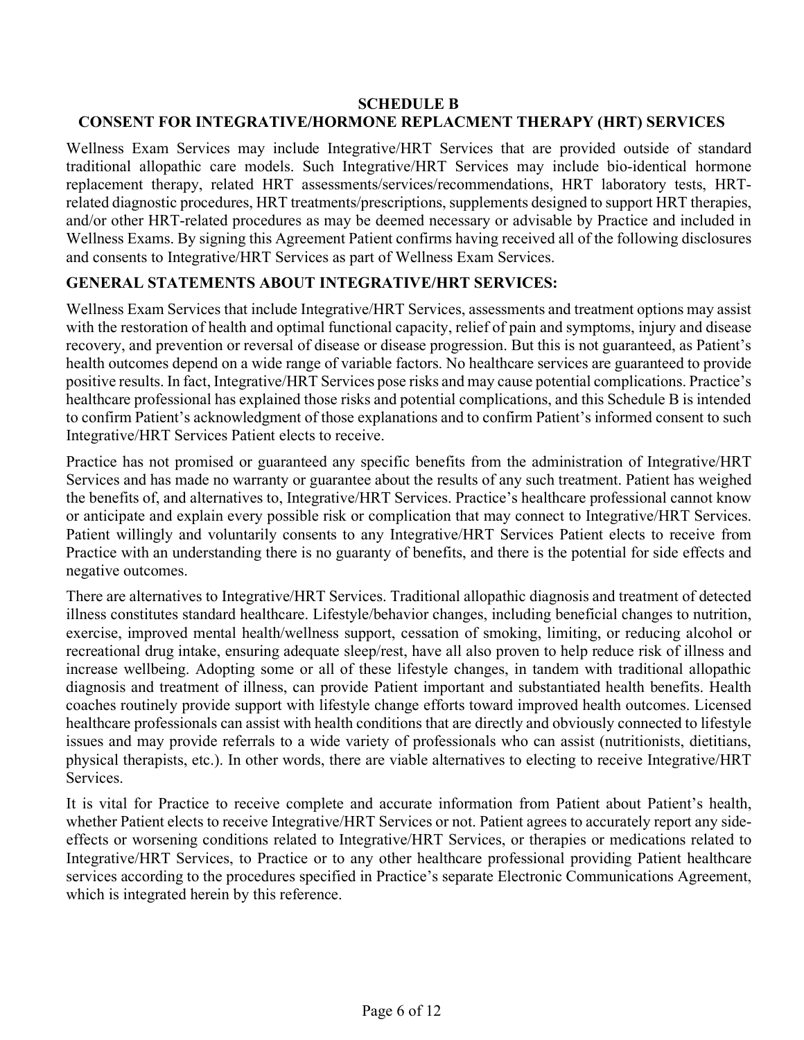## SCHEDULE B
## CONSENT FOR INTEGRATIVE/HORMONE REPLACMENT THERAPY (HRT) SERVICES

Wellness Exam Services may include Integrative/HRT Services that are provided outside of standard traditional allopathic care models. Such Integrative/HRT Services may include bio-identical hormone replacement therapy, related HRT assessments/services/recommendations, HRT laboratory tests, HRT-related diagnostic procedures, HRT treatments/prescriptions, supplements designed to support HRT therapies, and/or other HRT-related procedures as may be deemed necessary or advisable by Practice and included in Wellness Exams. By signing this Agreement Patient confirms having received all of the following disclosures and consents to Integrative/HRT Services as part of Wellness Exam Services.

### GENERAL STATEMENTS ABOUT INTEGRATIVE/HRT SERVICES:

Wellness Exam Services that include Integrative/HRT Services, assessments and treatment options may assist with the restoration of health and optimal functional capacity, relief of pain and symptoms, injury and disease recovery, and prevention or reversal of disease or disease progression. But this is not guaranteed, as Patient's health outcomes depend on a wide range of variable factors. No healthcare services are guaranteed to provide positive results. In fact, Integrative/HRT Services pose risks and may cause potential complications. Practice's healthcare professional has explained those risks and potential complications, and this Schedule B is intended to confirm Patient's acknowledgment of those explanations and to confirm Patient's informed consent to such Integrative/HRT Services Patient elects to receive.

Practice has not promised or guaranteed any specific benefits from the administration of Integrative/HRT Services and has made no warranty or guarantee about the results of any such treatment. Patient has weighed the benefits of, and alternatives to, Integrative/HRT Services. Practice's healthcare professional cannot know or anticipate and explain every possible risk or complication that may connect to Integrative/HRT Services. Patient willingly and voluntarily consents to any Integrative/HRT Services Patient elects to receive from Practice with an understanding there is no guaranty of benefits, and there is the potential for side effects and negative outcomes.

There are alternatives to Integrative/HRT Services. Traditional allopathic diagnosis and treatment of detected illness constitutes standard healthcare. Lifestyle/behavior changes, including beneficial changes to nutrition, exercise, improved mental health/wellness support, cessation of smoking, limiting, or reducing alcohol or recreational drug intake, ensuring adequate sleep/rest, have all also proven to help reduce risk of illness and increase wellbeing. Adopting some or all of these lifestyle changes, in tandem with traditional allopathic diagnosis and treatment of illness, can provide Patient important and substantiated health benefits. Health coaches routinely provide support with lifestyle change efforts toward improved health outcomes. Licensed healthcare professionals can assist with health conditions that are directly and obviously connected to lifestyle issues and may provide referrals to a wide variety of professionals who can assist (nutritionists, dietitians, physical therapists, etc.). In other words, there are viable alternatives to electing to receive Integrative/HRT Services.

It is vital for Practice to receive complete and accurate information from Patient about Patient's health, whether Patient elects to receive Integrative/HRT Services or not. Patient agrees to accurately report any side-effects or worsening conditions related to Integrative/HRT Services, or therapies or medications related to Integrative/HRT Services, to Practice or to any other healthcare professional providing Patient healthcare services according to the procedures specified in Practice's separate Electronic Communications Agreement, which is integrated herein by this reference.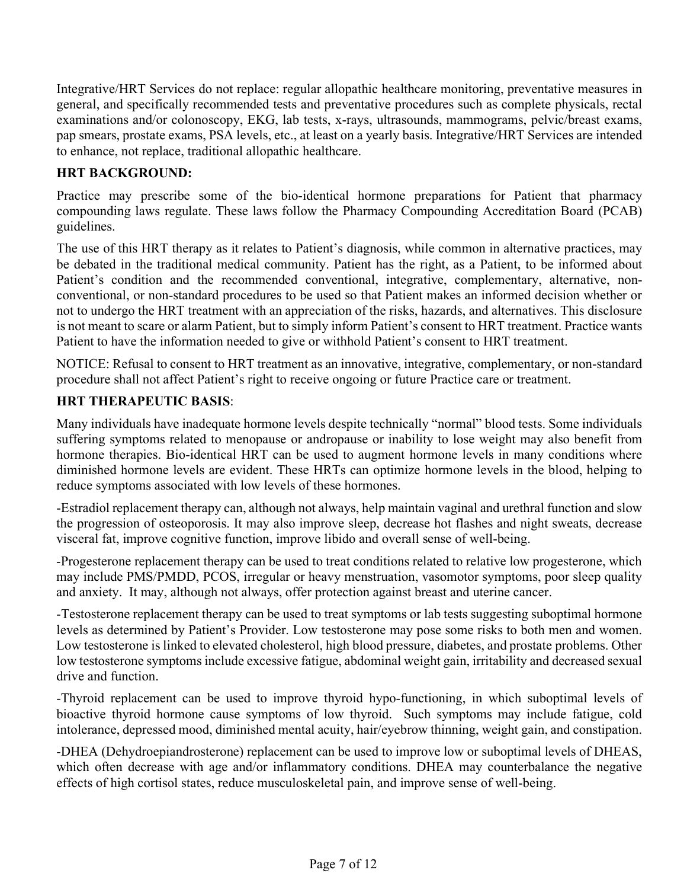Integrative/HRT Services do not replace: regular allopathic healthcare monitoring, preventative measures in general, and specifically recommended tests and preventative procedures such as complete physicals, rectal examinations and/or colonoscopy, EKG, lab tests, x-rays, ultrasounds, mammograms, pelvic/breast exams, pap smears, prostate exams, PSA levels, etc., at least on a yearly basis. Integrative/HRT Services are intended to enhance, not replace, traditional allopathic healthcare.

**HRT BACKGROUND:**

Practice may prescribe some of the bio-identical hormone preparations for Patient that pharmacy compounding laws regulate. These laws follow the Pharmacy Compounding Accreditation Board (PCAB) guidelines.

The use of this HRT therapy as it relates to Patient's diagnosis, while common in alternative practices, may be debated in the traditional medical community. Patient has the right, as a Patient, to be informed about Patient's condition and the recommended conventional, integrative, complementary, alternative, non-conventional, or non-standard procedures to be used so that Patient makes an informed decision whether or not to undergo the HRT treatment with an appreciation of the risks, hazards, and alternatives. This disclosure is not meant to scare or alarm Patient, but to simply inform Patient's consent to HRT treatment. Practice wants Patient to have the information needed to give or withhold Patient's consent to HRT treatment.

NOTICE: Refusal to consent to HRT treatment as an innovative, integrative, complementary, or non-standard procedure shall not affect Patient's right to receive ongoing or future Practice care or treatment.

**HRT THERAPEUTIC BASIS**:

Many individuals have inadequate hormone levels despite technically "normal" blood tests. Some individuals suffering symptoms related to menopause or andropause or inability to lose weight may also benefit from hormone therapies. Bio-identical HRT can be used to augment hormone levels in many conditions where diminished hormone levels are evident. These HRTs can optimize hormone levels in the blood, helping to reduce symptoms associated with low levels of these hormones.

-Estradiol replacement therapy can, although not always, help maintain vaginal and urethral function and slow the progression of osteoporosis. It may also improve sleep, decrease hot flashes and night sweats, decrease visceral fat, improve cognitive function, improve libido and overall sense of well-being.

-Progesterone replacement therapy can be used to treat conditions related to relative low progesterone, which may include PMS/PMDD, PCOS, irregular or heavy menstruation, vasomotor symptoms, poor sleep quality and anxiety. It may, although not always, offer protection against breast and uterine cancer.

-Testosterone replacement therapy can be used to treat symptoms or lab tests suggesting suboptimal hormone levels as determined by Patient's Provider. Low testosterone may pose some risks to both men and women. Low testosterone is linked to elevated cholesterol, high blood pressure, diabetes, and prostate problems. Other low testosterone symptoms include excessive fatigue, abdominal weight gain, irritability and decreased sexual drive and function.

-Thyroid replacement can be used to improve thyroid hypo-functioning, in which suboptimal levels of bioactive thyroid hormone cause symptoms of low thyroid. Such symptoms may include fatigue, cold intolerance, depressed mood, diminished mental acuity, hair/eyebrow thinning, weight gain, and constipation.

-DHEA (Dehydroepiandrosterone) replacement can be used to improve low or suboptimal levels of DHEAS, which often decrease with age and/or inflammatory conditions. DHEA may counterbalance the negative effects of high cortisol states, reduce musculoskeletal pain, and improve sense of well-being.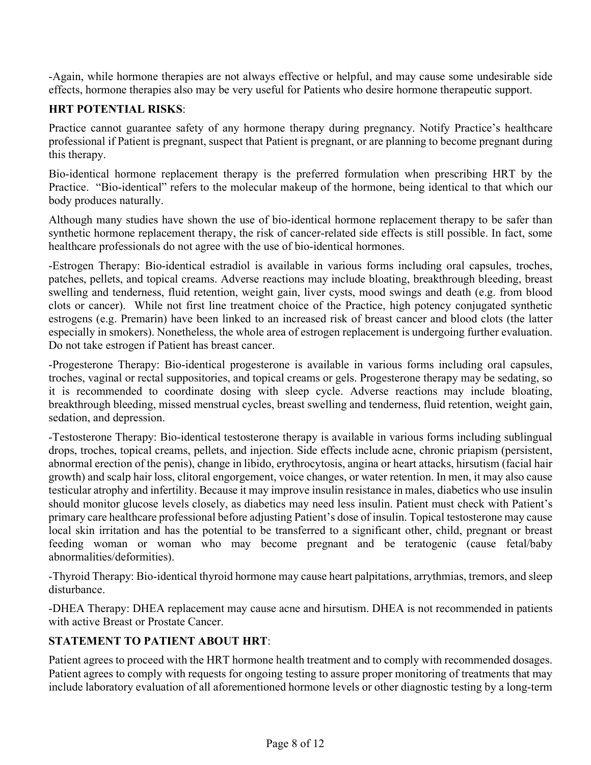-Again, while hormone therapies are not always effective or helpful, and may cause some undesirable side effects, hormone therapies also may be very useful for Patients who desire hormone therapeutic support.

**HRT POTENTIAL RISKS**:

Practice cannot guarantee safety of any hormone therapy during pregnancy. Notify Practice's healthcare professional if Patient is pregnant, suspect that Patient is pregnant, or are planning to become pregnant during this therapy.

Bio-identical hormone replacement therapy is the preferred formulation when prescribing HRT by the Practice. "Bio-identical" refers to the molecular makeup of the hormone, being identical to that which our body produces naturally.

Although many studies have shown the use of bio-identical hormone replacement therapy to be safer than synthetic hormone replacement therapy, the risk of cancer-related side effects is still possible. In fact, some healthcare professionals do not agree with the use of bio-identical hormones.

-Estrogen Therapy: Bio-identical estradiol is available in various forms including oral capsules, troches, patches, pellets, and topical creams. Adverse reactions may include bloating, breakthrough bleeding, breast swelling and tenderness, fluid retention, weight gain, liver cysts, mood swings and death (e.g. from blood clots or cancer). While not first line treatment choice of the Practice, high potency conjugated synthetic estrogens (e.g. Premarin) have been linked to an increased risk of breast cancer and blood clots (the latter especially in smokers). Nonetheless, the whole area of estrogen replacement is undergoing further evaluation. Do not take estrogen if Patient has breast cancer.

-Progesterone Therapy: Bio-identical progesterone is available in various forms including oral capsules, troches, vaginal or rectal suppositories, and topical creams or gels. Progesterone therapy may be sedating, so it is recommended to coordinate dosing with sleep cycle. Adverse reactions may include bloating, breakthrough bleeding, missed menstrual cycles, breast swelling and tenderness, fluid retention, weight gain, sedation, and depression.

-Testosterone Therapy: Bio-identical testosterone therapy is available in various forms including sublingual drops, troches, topical creams, pellets, and injection. Side effects include acne, chronic priapism (persistent, abnormal erection of the penis), change in libido, erythrocytosis, angina or heart attacks, hirsutism (facial hair growth) and scalp hair loss, clitoral engorgement, voice changes, or water retention. In men, it may also cause testicular atrophy and infertility. Because it may improve insulin resistance in males, diabetics who use insulin should monitor glucose levels closely, as diabetics may need less insulin. Patient must check with Patient's primary care healthcare professional before adjusting Patient's dose of insulin. Topical testosterone may cause local skin irritation and has the potential to be transferred to a significant other, child, pregnant or breast feeding woman or woman who may become pregnant and be teratogenic (cause fetal/baby abnormalities/deformities).

-Thyroid Therapy: Bio-identical thyroid hormone may cause heart palpitations, arrythmias, tremors, and sleep disturbance.

-DHEA Therapy: DHEA replacement may cause acne and hirsutism. DHEA is not recommended in patients with active Breast or Prostate Cancer.

**STATEMENT TO PATIENT ABOUT HRT**:

Patient agrees to proceed with the HRT hormone health treatment and to comply with recommended dosages. Patient agrees to comply with requests for ongoing testing to assure proper monitoring of treatments that may include laboratory evaluation of all aforementioned hormone levels or other diagnostic testing by a long-term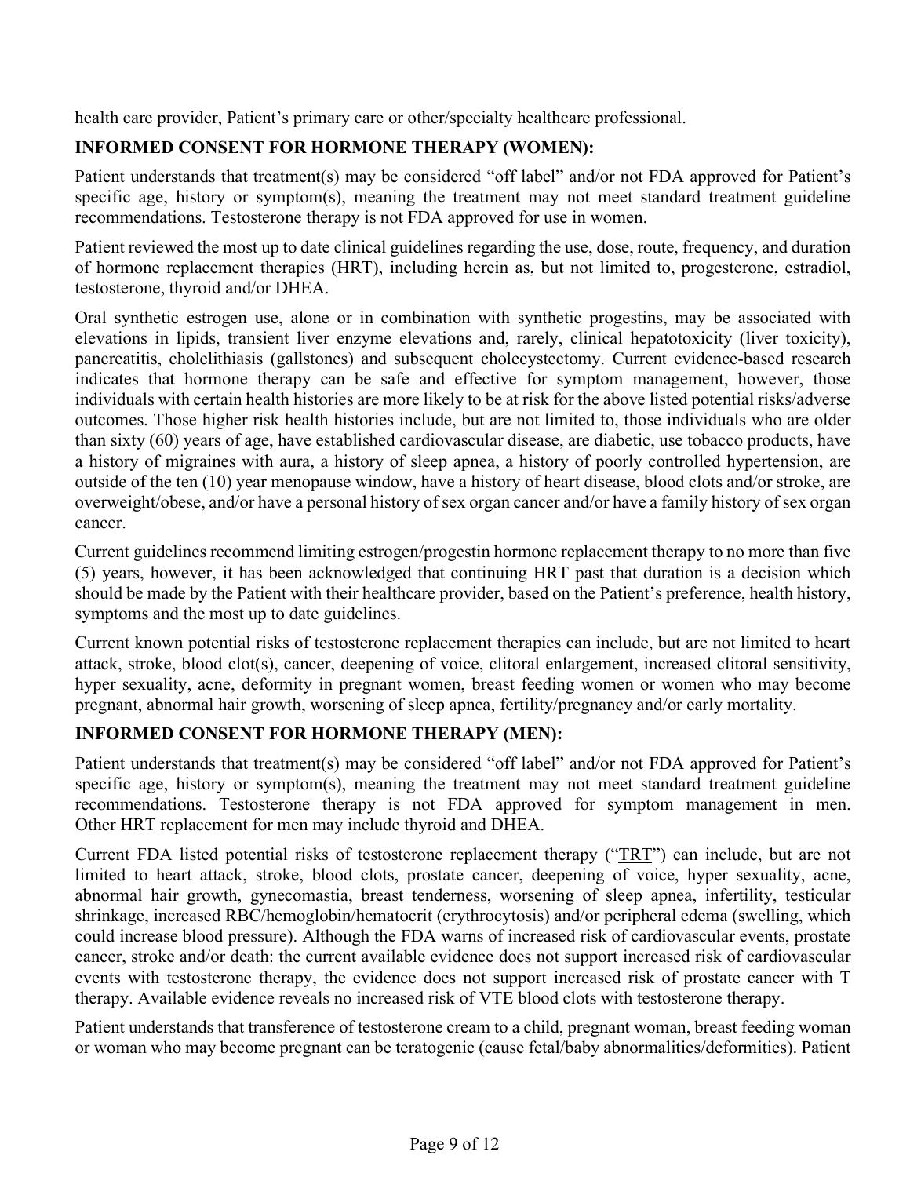health care provider, Patient's primary care or other/specialty healthcare professional.

**INFORMED CONSENT FOR HORMONE THERAPY (WOMEN):**

Patient understands that treatment(s) may be considered "off label" and/or not FDA approved for Patient's specific age, history or symptom(s), meaning the treatment may not meet standard treatment guideline recommendations. Testosterone therapy is not FDA approved for use in women.

Patient reviewed the most up to date clinical guidelines regarding the use, dose, route, frequency, and duration of hormone replacement therapies (HRT), including herein as, but not limited to, progesterone, estradiol, testosterone, thyroid and/or DHEA.

Oral synthetic estrogen use, alone or in combination with synthetic progestins, may be associated with elevations in lipids, transient liver enzyme elevations and, rarely, clinical hepatotoxicity (liver toxicity), pancreatitis, cholelithiasis (gallstones) and subsequent cholecystectomy. Current evidence-based research indicates that hormone therapy can be safe and effective for symptom management, however, those individuals with certain health histories are more likely to be at risk for the above listed potential risks/adverse outcomes. Those higher risk health histories include, but are not limited to, those individuals who are older than sixty (60) years of age, have established cardiovascular disease, are diabetic, use tobacco products, have a history of migraines with aura, a history of sleep apnea, a history of poorly controlled hypertension, are outside of the ten (10) year menopause window, have a history of heart disease, blood clots and/or stroke, are overweight/obese, and/or have a personal history of sex organ cancer and/or have a family history of sex organ cancer.

Current guidelines recommend limiting estrogen/progestin hormone replacement therapy to no more than five (5) years, however, it has been acknowledged that continuing HRT past that duration is a decision which should be made by the Patient with their healthcare provider, based on the Patient's preference, health history, symptoms and the most up to date guidelines.

Current known potential risks of testosterone replacement therapies can include, but are not limited to heart attack, stroke, blood clot(s), cancer, deepening of voice, clitoral enlargement, increased clitoral sensitivity, hyper sexuality, acne, deformity in pregnant women, breast feeding women or women who may become pregnant, abnormal hair growth, worsening of sleep apnea, fertility/pregnancy and/or early mortality.

**INFORMED CONSENT FOR HORMONE THERAPY (MEN):**

Patient understands that treatment(s) may be considered "off label" and/or not FDA approved for Patient's specific age, history or symptom(s), meaning the treatment may not meet standard treatment guideline recommendations. Testosterone therapy is not FDA approved for symptom management in men. Other HRT replacement for men may include thyroid and DHEA.

Current FDA listed potential risks of testosterone replacement therapy ("TRT") can include, but are not limited to heart attack, stroke, blood clots, prostate cancer, deepening of voice, hyper sexuality, acne, abnormal hair growth, gynecomastia, breast tenderness, worsening of sleep apnea, infertility, testicular shrinkage, increased RBC/hemoglobin/hematocrit (erythrocytosis) and/or peripheral edema (swelling, which could increase blood pressure). Although the FDA warns of increased risk of cardiovascular events, prostate cancer, stroke and/or death: the current available evidence does not support increased risk of cardiovascular events with testosterone therapy, the evidence does not support increased risk of prostate cancer with T therapy. Available evidence reveals no increased risk of VTE blood clots with testosterone therapy.

Patient understands that transference of testosterone cream to a child, pregnant woman, breast feeding woman or woman who may become pregnant can be teratogenic (cause fetal/baby abnormalities/deformities). Patient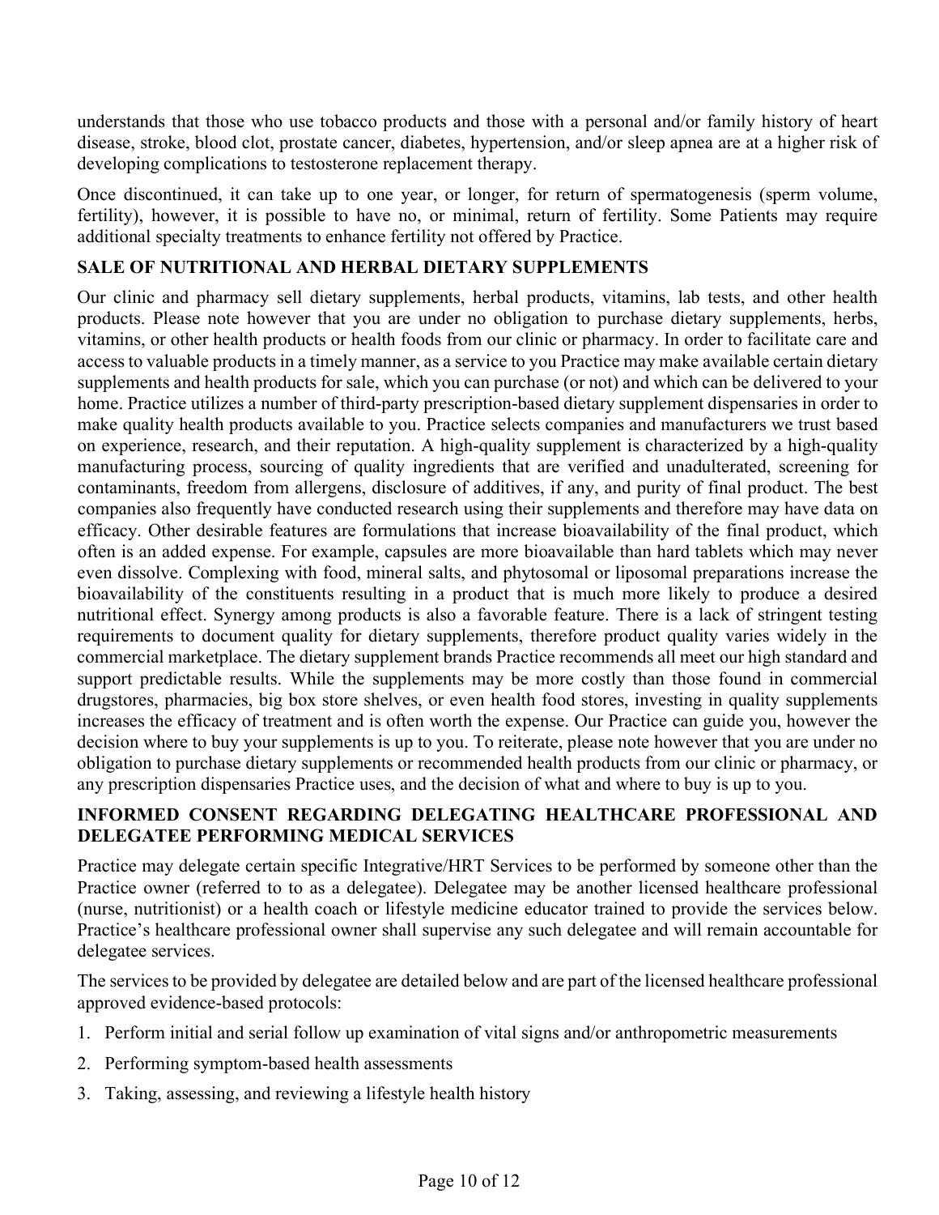understands that those who use tobacco products and those with a personal and/or family history of heart disease, stroke, blood clot, prostate cancer, diabetes, hypertension, and/or sleep apnea are at a higher risk of developing complications to testosterone replacement therapy.

Once discontinued, it can take up to one year, or longer, for return of spermatogenesis (sperm volume, fertility), however, it is possible to have no, or minimal, return of fertility. Some Patients may require additional specialty treatments to enhance fertility not offered by Practice.

**SALE OF NUTRITIONAL AND HERBAL DIETARY SUPPLEMENTS**

Our clinic and pharmacy sell dietary supplements, herbal products, vitamins, lab tests, and other health products. Please note however that you are under no obligation to purchase dietary supplements, herbs, vitamins, or other health products or health foods from our clinic or pharmacy. In order to facilitate care and access to valuable products in a timely manner, as a service to you Practice may make available certain dietary supplements and health products for sale, which you can purchase (or not) and which can be delivered to your home. Practice utilizes a number of third-party prescription-based dietary supplement dispensaries in order to make quality health products available to you. Practice selects companies and manufacturers we trust based on experience, research, and their reputation. A high-quality supplement is characterized by a high-quality manufacturing process, sourcing of quality ingredients that are verified and unadulterated, screening for contaminants, freedom from allergens, disclosure of additives, if any, and purity of final product. The best companies also frequently have conducted research using their supplements and therefore may have data on efficacy. Other desirable features are formulations that increase bioavailability of the final product, which often is an added expense. For example, capsules are more bioavailable than hard tablets which may never even dissolve. Complexing with food, mineral salts, and phytosomal or liposomal preparations increase the bioavailability of the constituents resulting in a product that is much more likely to produce a desired nutritional effect. Synergy among products is also a favorable feature. There is a lack of stringent testing requirements to document quality for dietary supplements, therefore product quality varies widely in the commercial marketplace. The dietary supplement brands Practice recommends all meet our high standard and support predictable results. While the supplements may be more costly than those found in commercial drugstores, pharmacies, big box store shelves, or even health food stores, investing in quality supplements increases the efficacy of treatment and is often worth the expense. Our Practice can guide you, however the decision where to buy your supplements is up to you. To reiterate, please note however that you are under no obligation to purchase dietary supplements or recommended health products from our clinic or pharmacy, or any prescription dispensaries Practice uses, and the decision of what and where to buy is up to you.

**INFORMED CONSENT REGARDING DELEGATING HEALTHCARE PROFESSIONAL AND DELEGATEE PERFORMING MEDICAL SERVICES**

Practice may delegate certain specific Integrative/HRT Services to be performed by someone other than the Practice owner (referred to to as a delegatee). Delegatee may be another licensed healthcare professional (nurse, nutritionist) or a health coach or lifestyle medicine educator trained to provide the services below. Practice's healthcare professional owner shall supervise any such delegatee and will remain accountable for delegatee services.

The services to be provided by delegatee are detailed below and are part of the licensed healthcare professional approved evidence-based protocols:

1. Perform initial and serial follow up examination of vital signs and/or anthropometric measurements
2. Performing symptom-based health assessments
3. Taking, assessing, and reviewing a lifestyle health history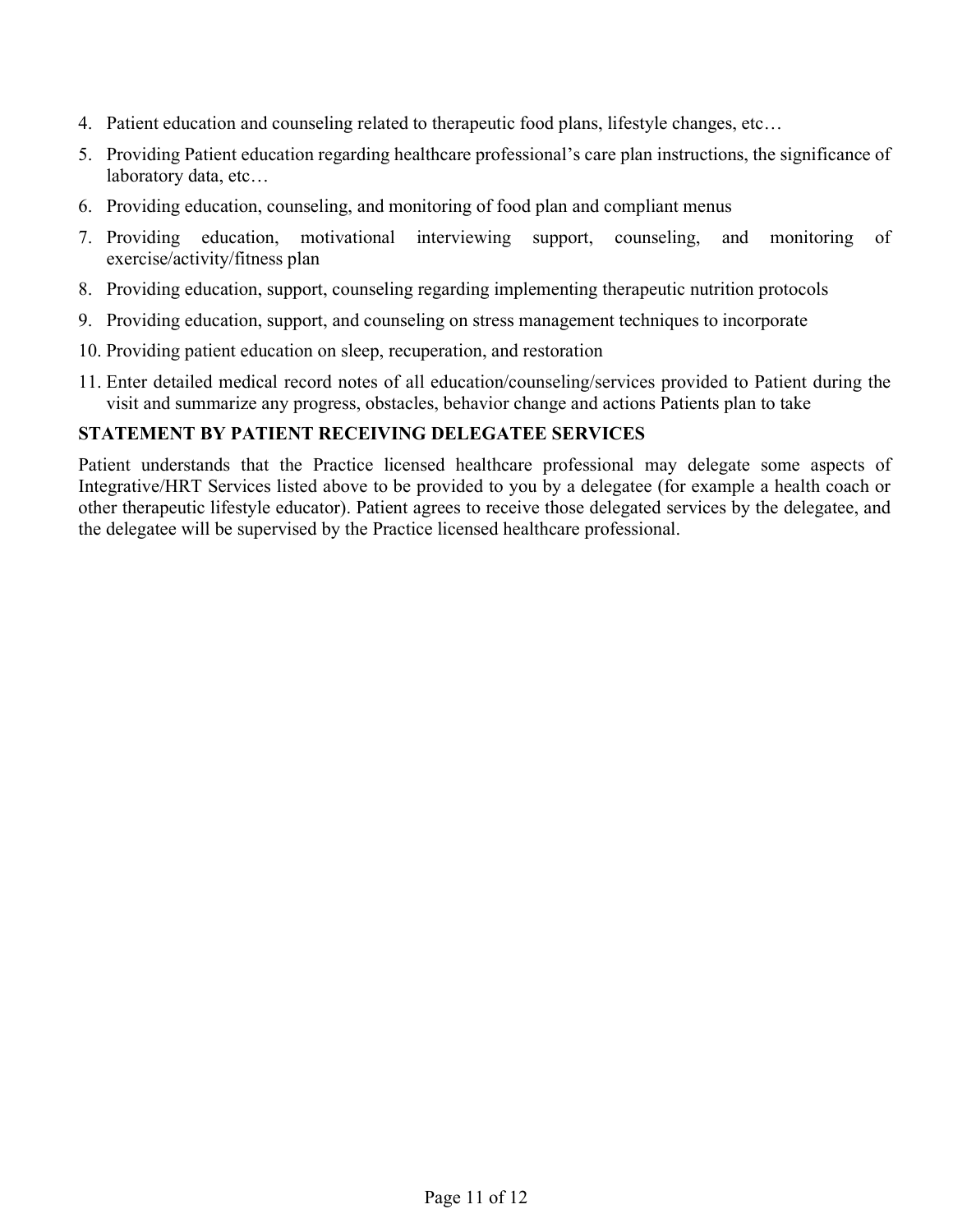4. Patient education and counseling related to therapeutic food plans, lifestyle changes, etc…
5. Providing Patient education regarding healthcare professional's care plan instructions, the significance of laboratory data, etc…
6. Providing education, counseling, and monitoring of food plan and compliant menus
7. Providing education, motivational interviewing support, counseling, and monitoring of exercise/activity/fitness plan
8. Providing education, support, counseling regarding implementing therapeutic nutrition protocols
9. Providing education, support, and counseling on stress management techniques to incorporate
10. Providing patient education on sleep, recuperation, and restoration
11. Enter detailed medical record notes of all education/counseling/services provided to Patient during the visit and summarize any progress, obstacles, behavior change and actions Patients plan to take

**STATEMENT BY PATIENT RECEIVING DELEGATEE SERVICES**

Patient understands that the Practice licensed healthcare professional may delegate some aspects of Integrative/HRT Services listed above to be provided to you by a delegatee (for example a health coach or other therapeutic lifestyle educator). Patient agrees to receive those delegated services by the delegatee, and the delegatee will be supervised by the Practice licensed healthcare professional.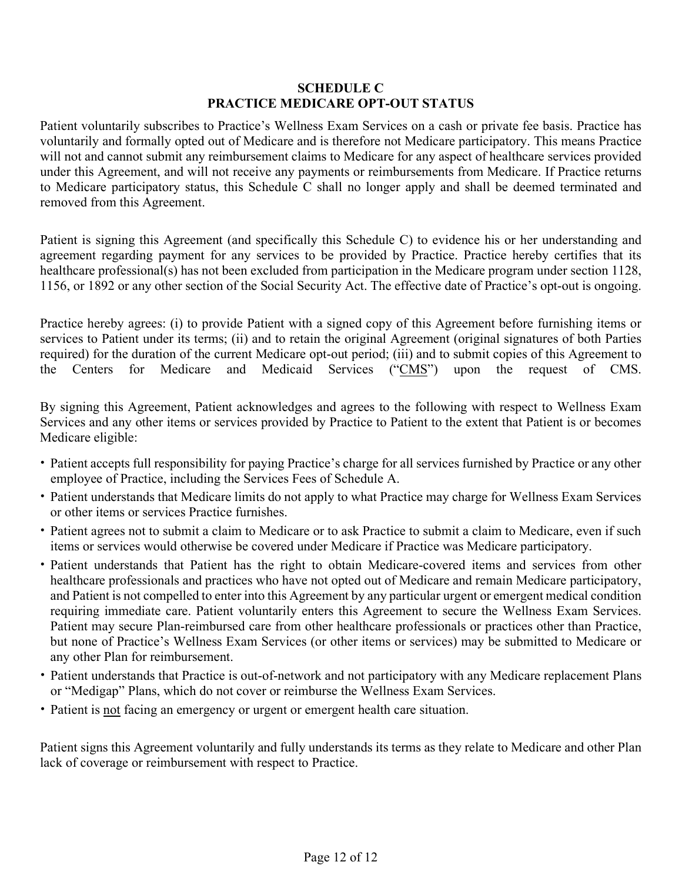## SCHEDULE C
## PRACTICE MEDICARE OPT-OUT STATUS

Patient voluntarily subscribes to Practice's Wellness Exam Services on a cash or private fee basis. Practice has voluntarily and formally opted out of Medicare and is therefore not Medicare participatory. This means Practice will not and cannot submit any reimbursement claims to Medicare for any aspect of healthcare services provided under this Agreement, and will not receive any payments or reimbursements from Medicare. If Practice returns to Medicare participatory status, this Schedule C shall no longer apply and shall be deemed terminated and removed from this Agreement.

Patient is signing this Agreement (and specifically this Schedule C) to evidence his or her understanding and agreement regarding payment for any services to be provided by Practice. Practice hereby certifies that its healthcare professional(s) has not been excluded from participation in the Medicare program under section 1128, 1156, or 1892 or any other section of the Social Security Act. The effective date of Practice's opt-out is ongoing.

Practice hereby agrees: (i) to provide Patient with a signed copy of this Agreement before furnishing items or services to Patient under its terms; (ii) and to retain the original Agreement (original signatures of both Parties required) for the duration of the current Medicare opt-out period; (iii) and to submit copies of this Agreement to the Centers for Medicare and Medicaid Services ("CMS") upon the request of CMS.

By signing this Agreement, Patient acknowledges and agrees to the following with respect to Wellness Exam Services and any other items or services provided by Practice to Patient to the extent that Patient is or becomes Medicare eligible:

- Patient accepts full responsibility for paying Practice's charge for all services furnished by Practice or any other employee of Practice, including the Services Fees of Schedule A.
- Patient understands that Medicare limits do not apply to what Practice may charge for Wellness Exam Services or other items or services Practice furnishes.
- Patient agrees not to submit a claim to Medicare or to ask Practice to submit a claim to Medicare, even if such items or services would otherwise be covered under Medicare if Practice was Medicare participatory.
- Patient understands that Patient has the right to obtain Medicare-covered items and services from other healthcare professionals and practices who have not opted out of Medicare and remain Medicare participatory, and Patient is not compelled to enter into this Agreement by any particular urgent or emergent medical condition requiring immediate care. Patient voluntarily enters this Agreement to secure the Wellness Exam Services. Patient may secure Plan-reimbursed care from other healthcare professionals or practices other than Practice, but none of Practice's Wellness Exam Services (or other items or services) may be submitted to Medicare or any other Plan for reimbursement.
- Patient understands that Practice is out-of-network and not participatory with any Medicare replacement Plans or "Medigap" Plans, which do not cover or reimburse the Wellness Exam Services.
- Patient is not facing an emergency or urgent or emergent health care situation.

Patient signs this Agreement voluntarily and fully understands its terms as they relate to Medicare and other Plan lack of coverage or reimbursement with respect to Practice.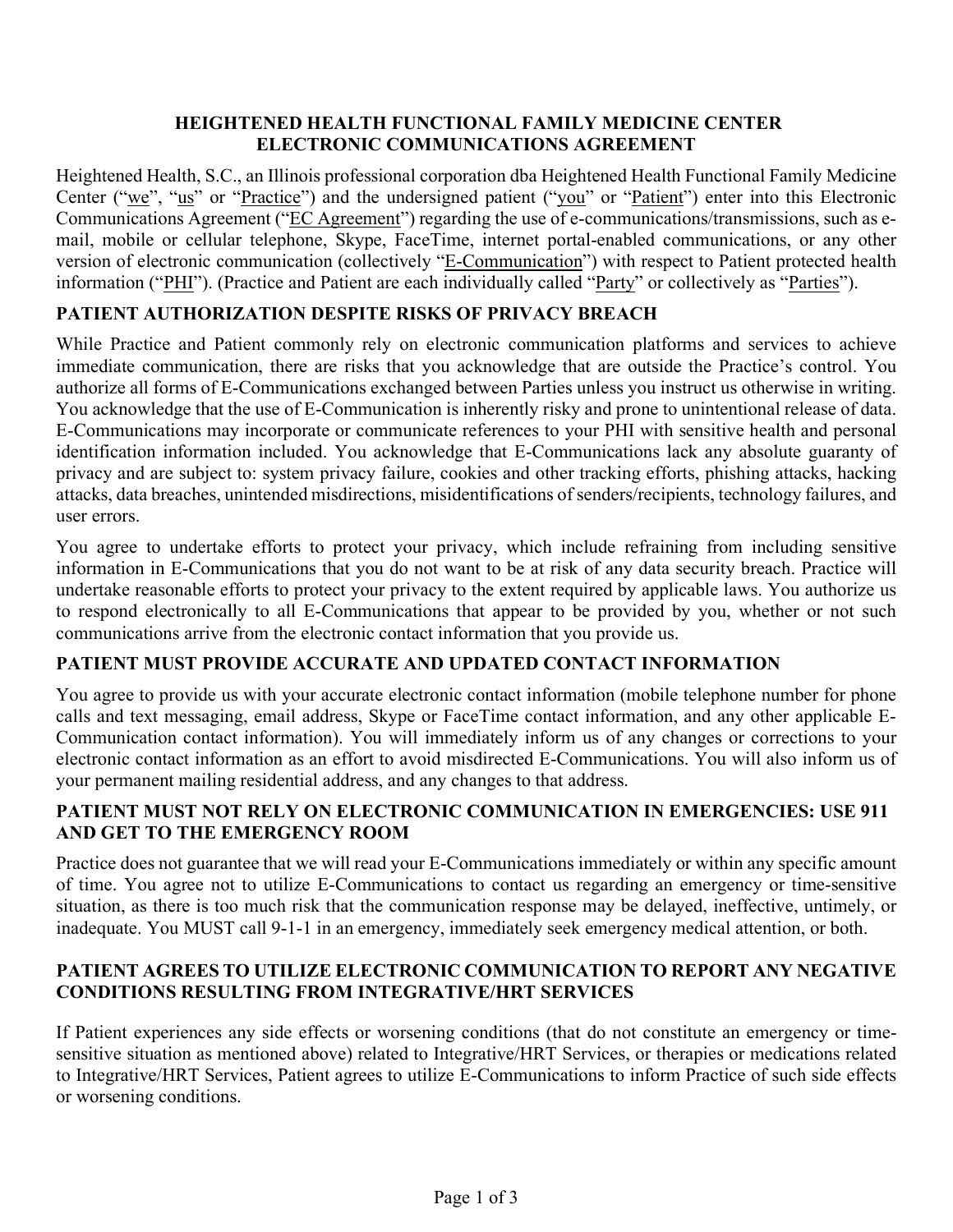# HEIGHTENED HEALTH FUNCTIONAL FAMILY MEDICINE CENTER
# ELECTRONIC COMMUNICATIONS AGREEMENT

Heightened Health, S.C., an Illinois professional corporation dba Heightened Health Functional Family Medicine Center ("we", "us" or "Practice") and the undersigned patient ("you" or "Patient") enter into this Electronic Communications Agreement ("EC Agreement") regarding the use of e-communications/transmissions, such as e-mail, mobile or cellular telephone, Skype, FaceTime, internet portal-enabled communications, or any other version of electronic communication (collectively "E-Communication") with respect to Patient protected health information ("PHI"). (Practice and Patient are each individually called "Party" or collectively as "Parties").

## PATIENT AUTHORIZATION DESPITE RISKS OF PRIVACY BREACH

While Practice and Patient commonly rely on electronic communication platforms and services to achieve immediate communication, there are risks that you acknowledge that are outside the Practice's control. You authorize all forms of E-Communications exchanged between Parties unless you instruct us otherwise in writing. You acknowledge that the use of E-Communication is inherently risky and prone to unintentional release of data. E-Communications may incorporate or communicate references to your PHI with sensitive health and personal identification information included. You acknowledge that E-Communications lack any absolute guaranty of privacy and are subject to: system privacy failure, cookies and other tracking efforts, phishing attacks, hacking attacks, data breaches, unintended misdirections, misidentifications of senders/recipients, technology failures, and user errors.

You agree to undertake efforts to protect your privacy, which include refraining from including sensitive information in E-Communications that you do not want to be at risk of any data security breach. Practice will undertake reasonable efforts to protect your privacy to the extent required by applicable laws. You authorize us to respond electronically to all E-Communications that appear to be provided by you, whether or not such communications arrive from the electronic contact information that you provide us.

## PATIENT MUST PROVIDE ACCURATE AND UPDATED CONTACT INFORMATION

You agree to provide us with your accurate electronic contact information (mobile telephone number for phone calls and text messaging, email address, Skype or FaceTime contact information, and any other applicable E-Communication contact information). You will immediately inform us of any changes or corrections to your electronic contact information as an effort to avoid misdirected E-Communications. You will also inform us of your permanent mailing residential address, and any changes to that address.

## PATIENT MUST NOT RELY ON ELECTRONIC COMMUNICATION IN EMERGENCIES: USE 911 AND GET TO THE EMERGENCY ROOM

Practice does not guarantee that we will read your E-Communications immediately or within any specific amount of time. You agree not to utilize E-Communications to contact us regarding an emergency or time-sensitive situation, as there is too much risk that the communication response may be delayed, ineffective, untimely, or inadequate. You MUST call 9-1-1 in an emergency, immediately seek emergency medical attention, or both.

## PATIENT AGREES TO UTILIZE ELECTRONIC COMMUNICATION TO REPORT ANY NEGATIVE CONDITIONS RESULTING FROM INTEGRATIVE/HRT SERVICES

If Patient experiences any side effects or worsening conditions (that do not constitute an emergency or time-sensitive situation as mentioned above) related to Integrative/HRT Services, or therapies or medications related to Integrative/HRT Services, Patient agrees to utilize E-Communications to inform Practice of such side effects or worsening conditions.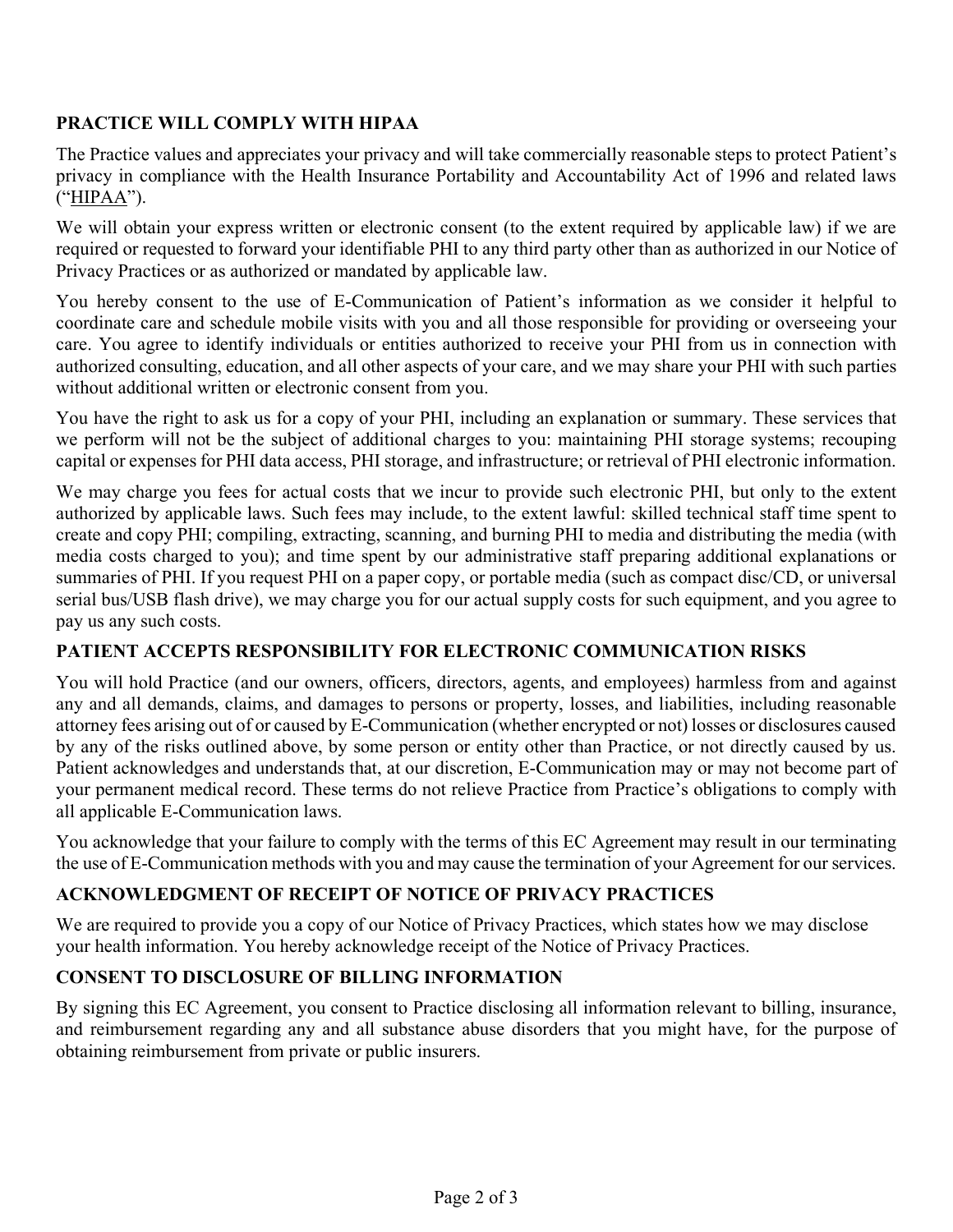## PRACTICE WILL COMPLY WITH HIPAA

The Practice values and appreciates your privacy and will take commercially reasonable steps to protect Patient's privacy in compliance with the Health Insurance Portability and Accountability Act of 1996 and related laws ("HIPAA").

We will obtain your express written or electronic consent (to the extent required by applicable law) if we are required or requested to forward your identifiable PHI to any third party other than as authorized in our Notice of Privacy Practices or as authorized or mandated by applicable law.

You hereby consent to the use of E-Communication of Patient's information as we consider it helpful to coordinate care and schedule mobile visits with you and all those responsible for providing or overseeing your care. You agree to identify individuals or entities authorized to receive your PHI from us in connection with authorized consulting, education, and all other aspects of your care, and we may share your PHI with such parties without additional written or electronic consent from you.

You have the right to ask us for a copy of your PHI, including an explanation or summary. These services that we perform will not be the subject of additional charges to you: maintaining PHI storage systems; recouping capital or expenses for PHI data access, PHI storage, and infrastructure; or retrieval of PHI electronic information.

We may charge you fees for actual costs that we incur to provide such electronic PHI, but only to the extent authorized by applicable laws. Such fees may include, to the extent lawful: skilled technical staff time spent to create and copy PHI; compiling, extracting, scanning, and burning PHI to media and distributing the media (with media costs charged to you); and time spent by our administrative staff preparing additional explanations or summaries of PHI. If you request PHI on a paper copy, or portable media (such as compact disc/CD, or universal serial bus/USB flash drive), we may charge you for our actual supply costs for such equipment, and you agree to pay us any such costs.

## PATIENT ACCEPTS RESPONSIBILITY FOR ELECTRONIC COMMUNICATION RISKS

You will hold Practice (and our owners, officers, directors, agents, and employees) harmless from and against any and all demands, claims, and damages to persons or property, losses, and liabilities, including reasonable attorney fees arising out of or caused by E-Communication (whether encrypted or not) losses or disclosures caused by any of the risks outlined above, by some person or entity other than Practice, or not directly caused by us. Patient acknowledges and understands that, at our discretion, E-Communication may or may not become part of your permanent medical record. These terms do not relieve Practice from Practice's obligations to comply with all applicable E-Communication laws.

You acknowledge that your failure to comply with the terms of this EC Agreement may result in our terminating the use of E-Communication methods with you and may cause the termination of your Agreement for our services.

## ACKNOWLEDGMENT OF RECEIPT OF NOTICE OF PRIVACY PRACTICES

We are required to provide you a copy of our Notice of Privacy Practices, which states how we may disclose your health information. You hereby acknowledge receipt of the Notice of Privacy Practices.

## CONSENT TO DISCLOSURE OF BILLING INFORMATION

By signing this EC Agreement, you consent to Practice disclosing all information relevant to billing, insurance, and reimbursement regarding any and all substance abuse disorders that you might have, for the purpose of obtaining reimbursement from private or public insurers.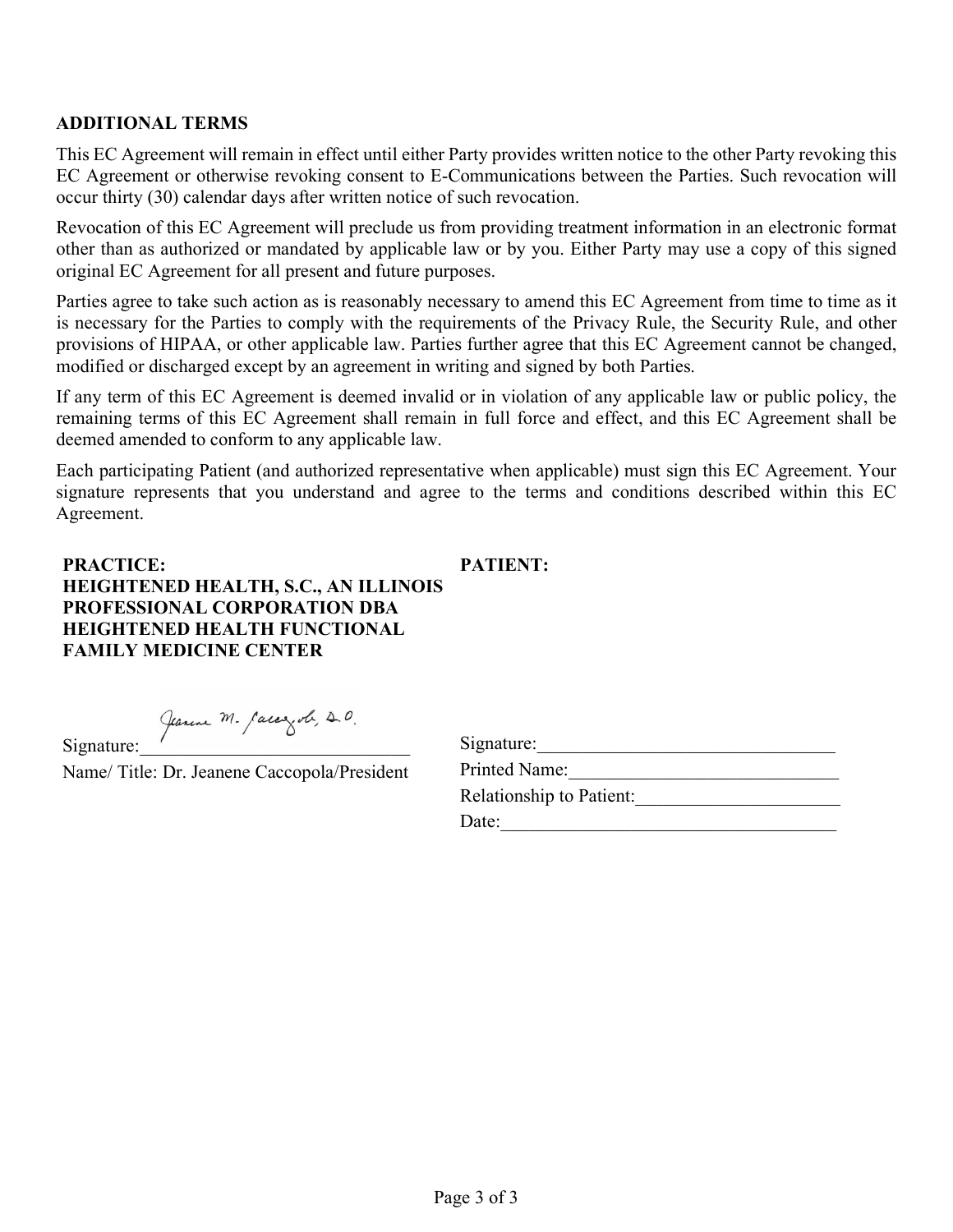## ADDITIONAL TERMS

This EC Agreement will remain in effect until either Party provides written notice to the other Party revoking this EC Agreement or otherwise revoking consent to E-Communications between the Parties. Such revocation will occur thirty (30) calendar days after written notice of such revocation.

Revocation of this EC Agreement will preclude us from providing treatment information in an electronic format other than as authorized or mandated by applicable law or by you. Either Party may use a copy of this signed original EC Agreement for all present and future purposes.

Parties agree to take such action as is reasonably necessary to amend this EC Agreement from time to time as it is necessary for the Parties to comply with the requirements of the Privacy Rule, the Security Rule, and other provisions of HIPAA, or other applicable law. Parties further agree that this EC Agreement cannot be changed, modified or discharged except by an agreement in writing and signed by both Parties.

If any term of this EC Agreement is deemed invalid or in violation of any applicable law or public policy, the remaining terms of this EC Agreement shall remain in full force and effect, and this EC Agreement shall be deemed amended to conform to any applicable law.

Each participating Patient (and authorized representative when applicable) must sign this EC Agreement. Your signature represents that you understand and agree to the terms and conditions described within this EC Agreement.

**PRACTICE:**
**HEIGHTENED HEALTH, S.C., AN ILLINOIS PROFESSIONAL CORPORATION DBA HEIGHTENED HEALTH FUNCTIONAL FAMILY MEDICINE CENTER**

Signature: Jeanene M. Caccopola, D.O.

Name/ Title: Dr. Jeanene Caccopola/President

**PATIENT:**

Signature:________________________________

Printed Name:_____________________________

Relationship to Patient:______________________

Date:____________________________________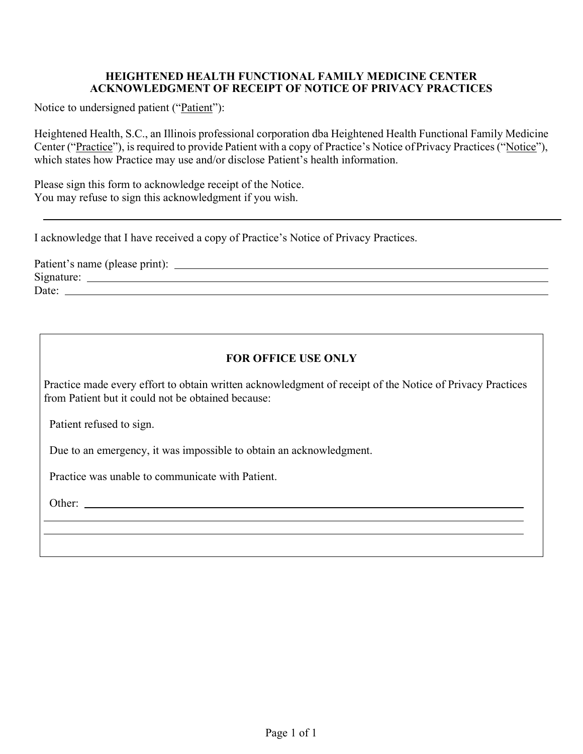# HEIGHTENED HEALTH FUNCTIONAL FAMILY MEDICINE CENTER
# ACKNOWLEDGMENT OF RECEIPT OF NOTICE OF PRIVACY PRACTICES

Notice to undersigned patient ("Patient"):

Heightened Health, S.C., an Illinois professional corporation dba Heightened Health Functional Family Medicine Center ("Practice"), is required to provide Patient with a copy of Practice's Notice of Privacy Practices ("Notice"), which states how Practice may use and/or disclose Patient's health information.

Please sign this form to acknowledge receipt of the Notice.
You may refuse to sign this acknowledgment if you wish.

---

I acknowledge that I have received a copy of Practice's Notice of Privacy Practices.

Patient's name (please print): ______________________________

Signature: ______________________________

Date: ______________________________

**FOR OFFICE USE ONLY**

Practice made every effort to obtain written acknowledgment of receipt of the Notice of Privacy Practices from Patient but it could not be obtained because:

Patient refused to sign.

Due to an emergency, it was impossible to obtain an acknowledgment.

Practice was unable to communicate with Patient.

Other: ______________________________

______________________________

______________________________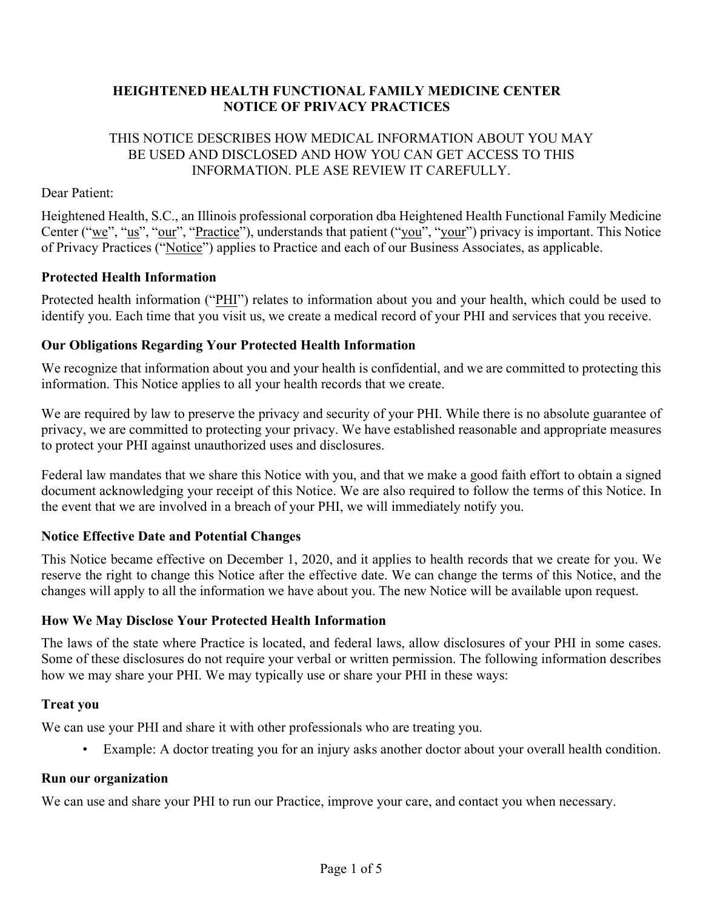**HEIGHTENED HEALTH FUNCTIONAL FAMILY MEDICINE CENTER**
**NOTICE OF PRIVACY PRACTICES**

THIS NOTICE DESCRIBES HOW MEDICAL INFORMATION ABOUT YOU MAY BE USED AND DISCLOSED AND HOW YOU CAN GET ACCESS TO THIS INFORMATION. PLE ASE REVIEW IT CAREFULLY.

Dear Patient:

Heightened Health, S.C., an Illinois professional corporation dba Heightened Health Functional Family Medicine Center ("we", "us", "our", "Practice"), understands that patient ("you", "your") privacy is important. This Notice of Privacy Practices ("Notice") applies to Practice and each of our Business Associates, as applicable.

### Protected Health Information

Protected health information ("PHI") relates to information about you and your health, which could be used to identify you. Each time that you visit us, we create a medical record of your PHI and services that you receive.

### Our Obligations Regarding Your Protected Health Information

We recognize that information about you and your health is confidential, and we are committed to protecting this information. This Notice applies to all your health records that we create.

We are required by law to preserve the privacy and security of your PHI. While there is no absolute guarantee of privacy, we are committed to protecting your privacy. We have established reasonable and appropriate measures to protect your PHI against unauthorized uses and disclosures.

Federal law mandates that we share this Notice with you, and that we make a good faith effort to obtain a signed document acknowledging your receipt of this Notice. We are also required to follow the terms of this Notice. In the event that we are involved in a breach of your PHI, we will immediately notify you.

### Notice Effective Date and Potential Changes

This Notice became effective on December 1, 2020, and it applies to health records that we create for you. We reserve the right to change this Notice after the effective date. We can change the terms of this Notice, and the changes will apply to all the information we have about you. The new Notice will be available upon request.

### How We May Disclose Your Protected Health Information

The laws of the state where Practice is located, and federal laws, allow disclosures of your PHI in some cases. Some of these disclosures do not require your verbal or written permission. The following information describes how we may share your PHI. We may typically use or share your PHI in these ways:

### Treat you

We can use your PHI and share it with other professionals who are treating you.

- Example: A doctor treating you for an injury asks another doctor about your overall health condition.

### Run our organization

We can use and share your PHI to run our Practice, improve your care, and contact you when necessary.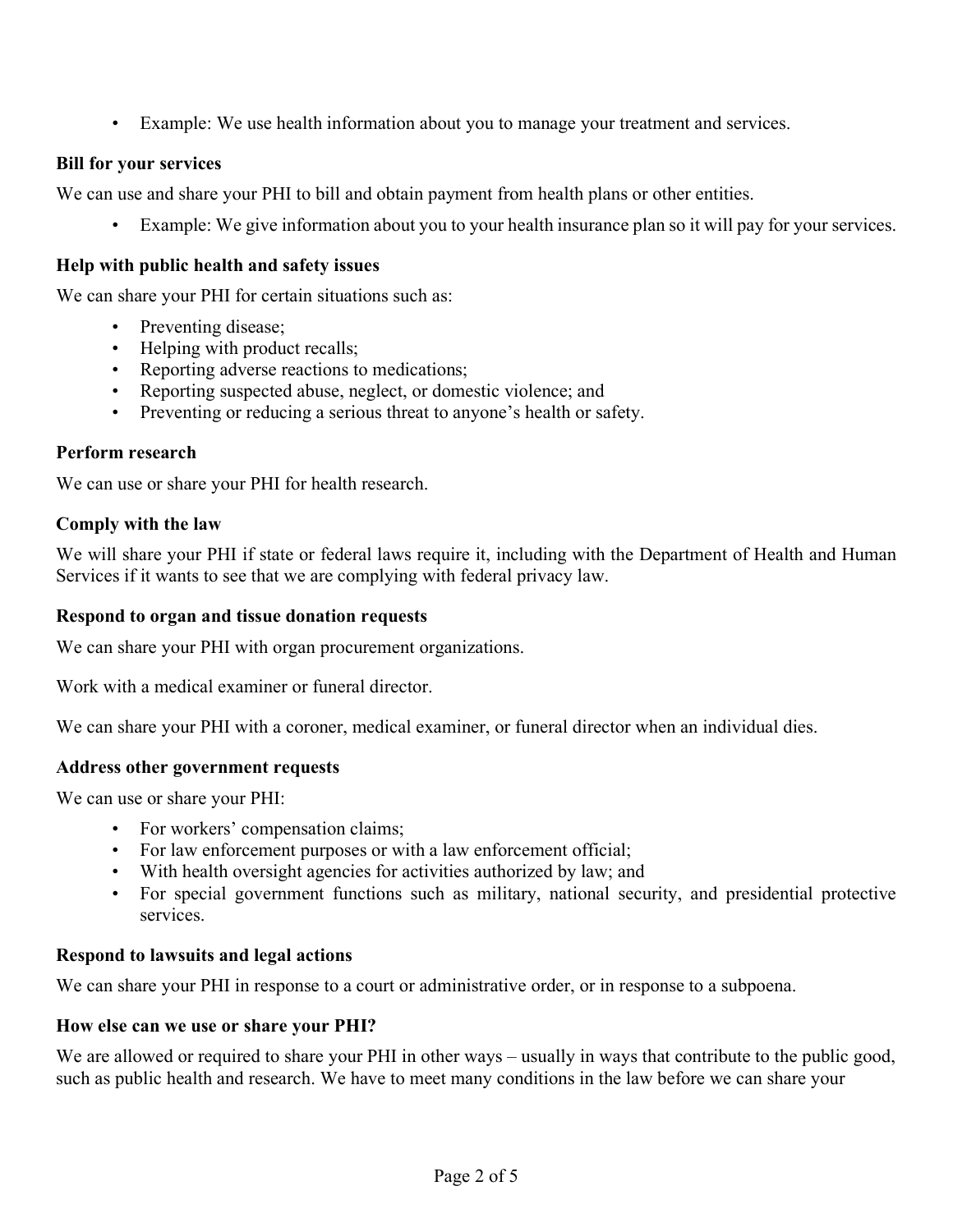- Example: We use health information about you to manage your treatment and services.

**Bill for your services**

We can use and share your PHI to bill and obtain payment from health plans or other entities.

- Example: We give information about you to your health insurance plan so it will pay for your services.

**Help with public health and safety issues**

We can share your PHI for certain situations such as:

- Preventing disease;
- Helping with product recalls;
- Reporting adverse reactions to medications;
- Reporting suspected abuse, neglect, or domestic violence; and
- Preventing or reducing a serious threat to anyone's health or safety.

**Perform research**

We can use or share your PHI for health research.

**Comply with the law**

We will share your PHI if state or federal laws require it, including with the Department of Health and Human Services if it wants to see that we are complying with federal privacy law.

**Respond to organ and tissue donation requests**

We can share your PHI with organ procurement organizations.

Work with a medical examiner or funeral director.

We can share your PHI with a coroner, medical examiner, or funeral director when an individual dies.

**Address other government requests**

We can use or share your PHI:

- For workers' compensation claims;
- For law enforcement purposes or with a law enforcement official;
- With health oversight agencies for activities authorized by law; and
- For special government functions such as military, national security, and presidential protective services.

**Respond to lawsuits and legal actions**

We can share your PHI in response to a court or administrative order, or in response to a subpoena.

**How else can we use or share your PHI?**

We are allowed or required to share your PHI in other ways – usually in ways that contribute to the public good, such as public health and research. We have to meet many conditions in the law before we can share your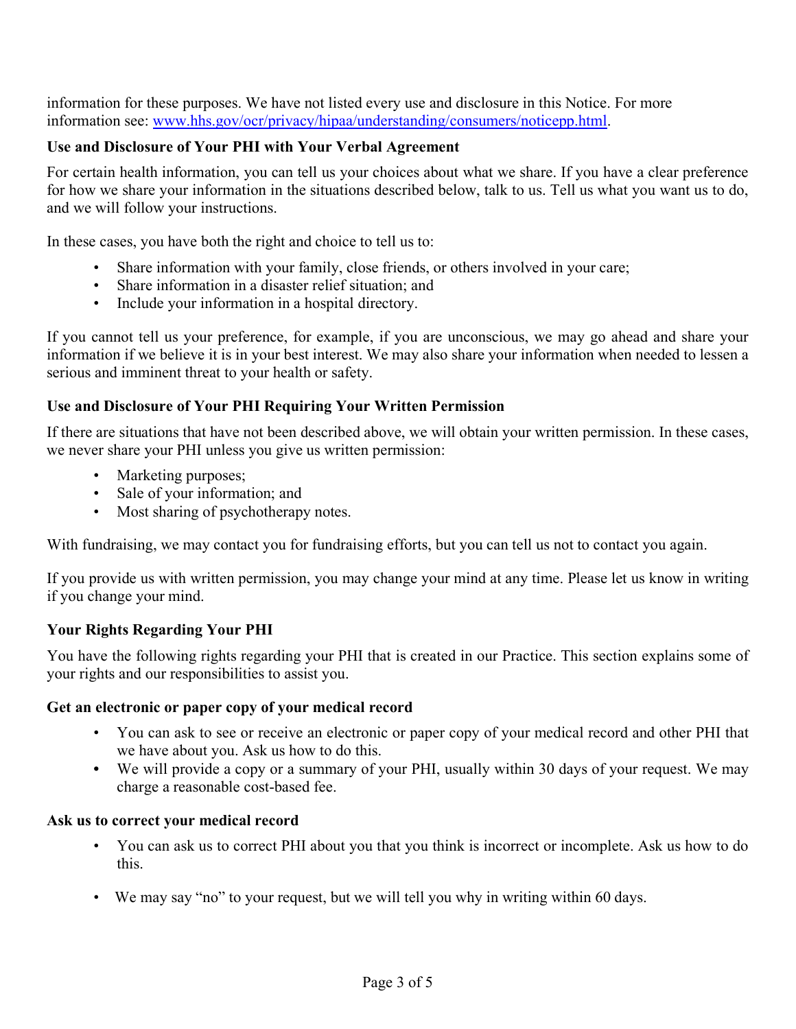information for these purposes. We have not listed every use and disclosure in this Notice. For more information see: [www.hhs.gov/ocr/privacy/hipaa/understanding/consumers/noticepp.html](http://www.hhs.gov/ocr/privacy/hipaa/understanding/consumers/noticepp.html).

### Use and Disclosure of Your PHI with Your Verbal Agreement

For certain health information, you can tell us your choices about what we share. If you have a clear preference for how we share your information in the situations described below, talk to us. Tell us what you want us to do, and we will follow your instructions.

In these cases, you have both the right and choice to tell us to:

- Share information with your family, close friends, or others involved in your care;
- Share information in a disaster relief situation; and
- Include your information in a hospital directory.

If you cannot tell us your preference, for example, if you are unconscious, we may go ahead and share your information if we believe it is in your best interest. We may also share your information when needed to lessen a serious and imminent threat to your health or safety.

### Use and Disclosure of Your PHI Requiring Your Written Permission

If there are situations that have not been described above, we will obtain your written permission. In these cases, we never share your PHI unless you give us written permission:

- Marketing purposes;
- Sale of your information; and
- Most sharing of psychotherapy notes.

With fundraising, we may contact you for fundraising efforts, but you can tell us not to contact you again.

If you provide us with written permission, you may change your mind at any time. Please let us know in writing if you change your mind.

### Your Rights Regarding Your PHI

You have the following rights regarding your PHI that is created in our Practice. This section explains some of your rights and our responsibilities to assist you.

#### Get an electronic or paper copy of your medical record

- You can ask to see or receive an electronic or paper copy of your medical record and other PHI that we have about you. Ask us how to do this.
- We will provide a copy or a summary of your PHI, usually within 30 days of your request. We may charge a reasonable cost-based fee.

#### Ask us to correct your medical record

- You can ask us to correct PHI about you that you think is incorrect or incomplete. Ask us how to do this.
- We may say "no" to your request, but we will tell you why in writing within 60 days.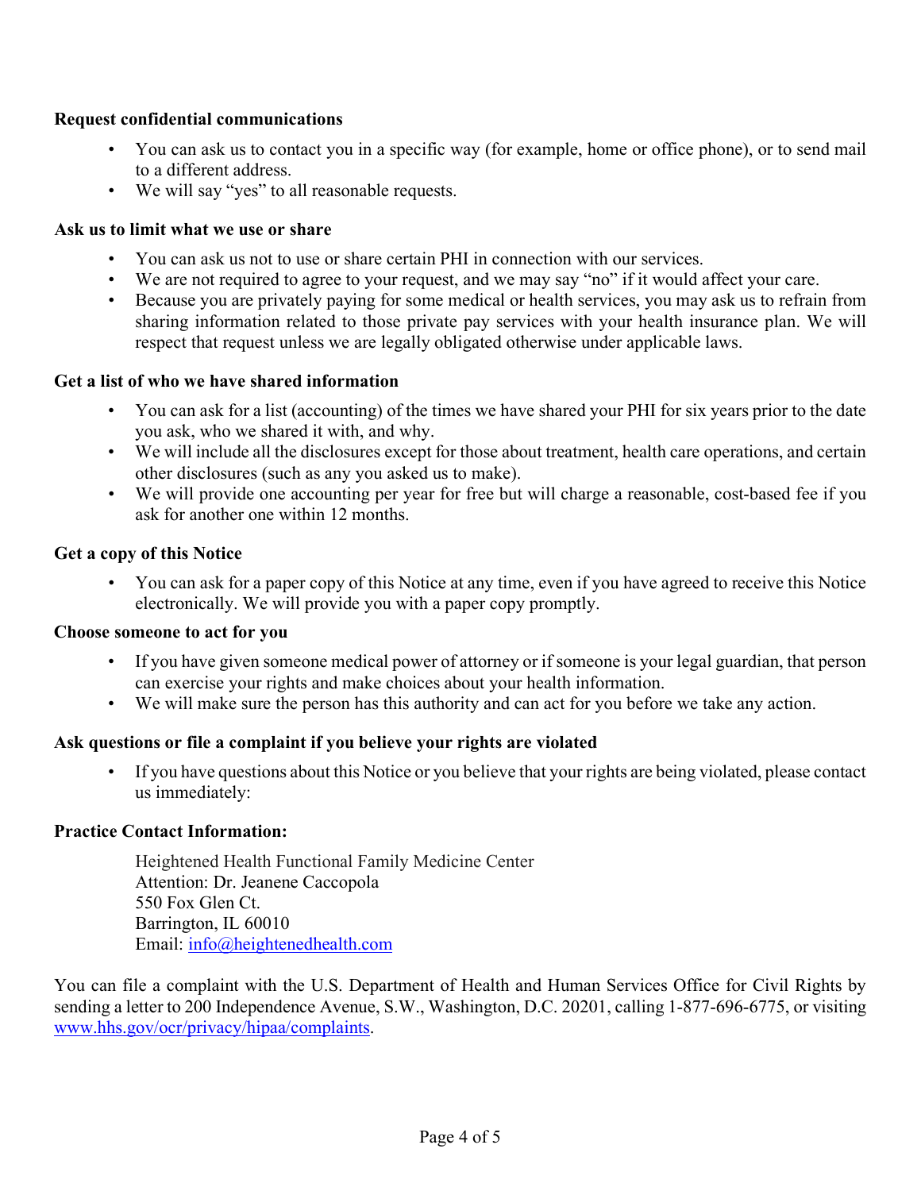**Request confidential communications**

- You can ask us to contact you in a specific way (for example, home or office phone), or to send mail to a different address.
- We will say "yes" to all reasonable requests.

**Ask us to limit what we use or share**

- You can ask us not to use or share certain PHI in connection with our services.
- We are not required to agree to your request, and we may say "no" if it would affect your care.
- Because you are privately paying for some medical or health services, you may ask us to refrain from sharing information related to those private pay services with your health insurance plan. We will respect that request unless we are legally obligated otherwise under applicable laws.

**Get a list of who we have shared information**

- You can ask for a list (accounting) of the times we have shared your PHI for six years prior to the date you ask, who we shared it with, and why.
- We will include all the disclosures except for those about treatment, health care operations, and certain other disclosures (such as any you asked us to make).
- We will provide one accounting per year for free but will charge a reasonable, cost-based fee if you ask for another one within 12 months.

**Get a copy of this Notice**

- You can ask for a paper copy of this Notice at any time, even if you have agreed to receive this Notice electronically. We will provide you with a paper copy promptly.

**Choose someone to act for you**

- If you have given someone medical power of attorney or if someone is your legal guardian, that person can exercise your rights and make choices about your health information.
- We will make sure the person has this authority and can act for you before we take any action.

**Ask questions or file a complaint if you believe your rights are violated**

- If you have questions about this Notice or you believe that your rights are being violated, please contact us immediately:

**Practice Contact Information:**

Heightened Health Functional Family Medicine Center
Attention: Dr. Jeanene Caccopola
550 Fox Glen Ct.
Barrington, IL 60010
Email: info@heightenedhealth.com

You can file a complaint with the U.S. Department of Health and Human Services Office for Civil Rights by sending a letter to 200 Independence Avenue, S.W., Washington, D.C. 20201, calling 1-877-696-6775, or visiting www.hhs.gov/ocr/privacy/hipaa/complaints.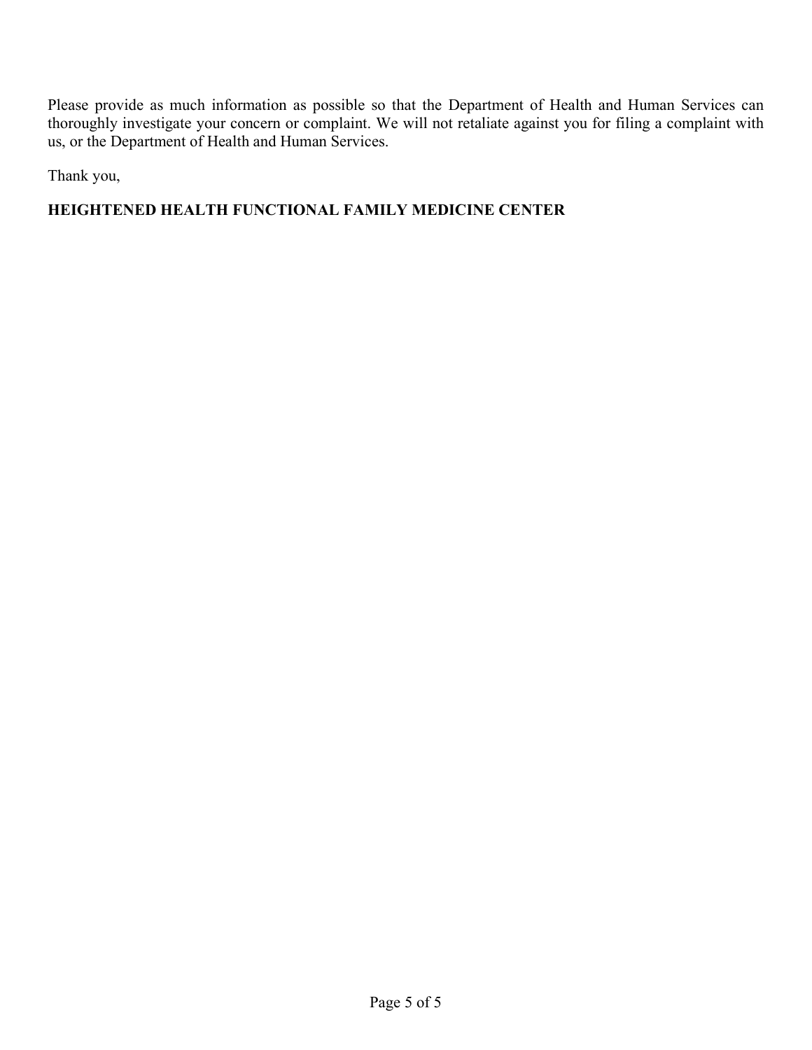Please provide as much information as possible so that the Department of Health and Human Services can thoroughly investigate your concern or complaint. We will not retaliate against you for filing a complaint with us, or the Department of Health and Human Services.

Thank you,

**HEIGHTENED HEALTH FUNCTIONAL FAMILY MEDICINE CENTER**